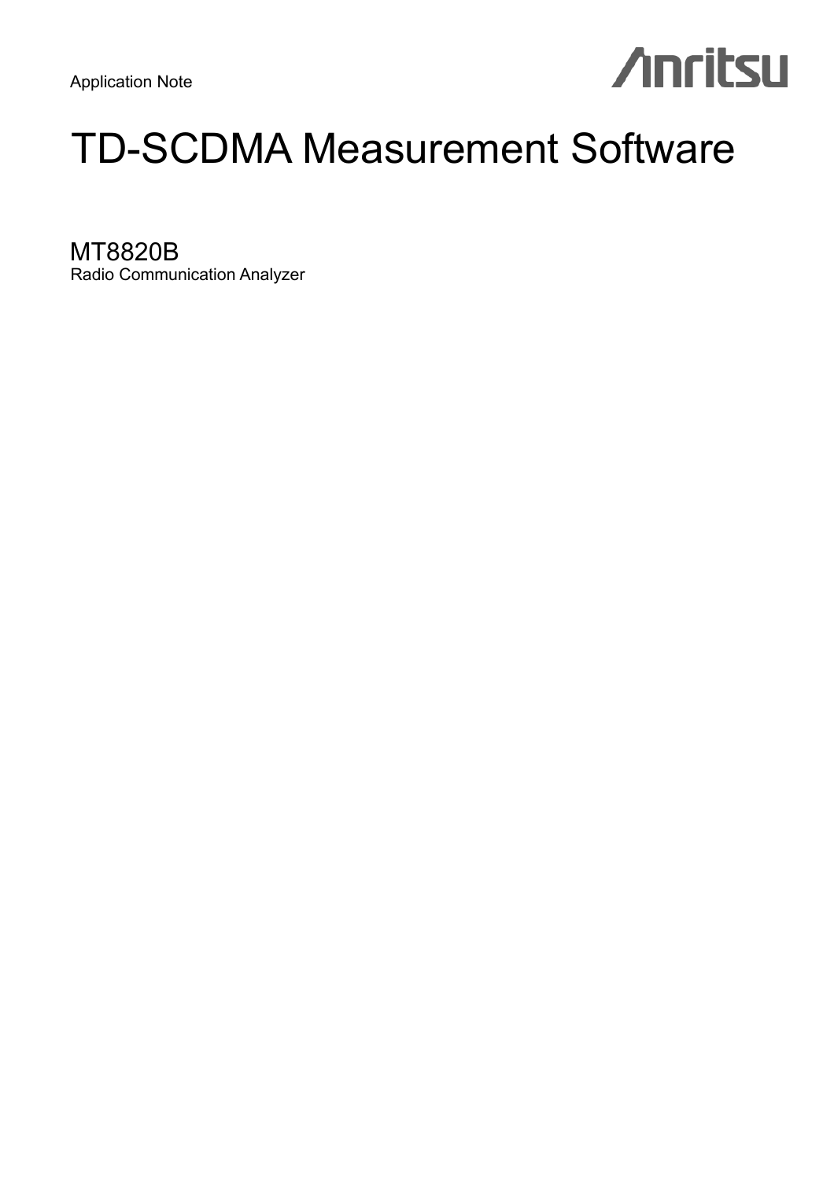Application Note

Anritsu

# TD-SCDMA Measurement Software

## MT8820B

Radio Communication Analyzer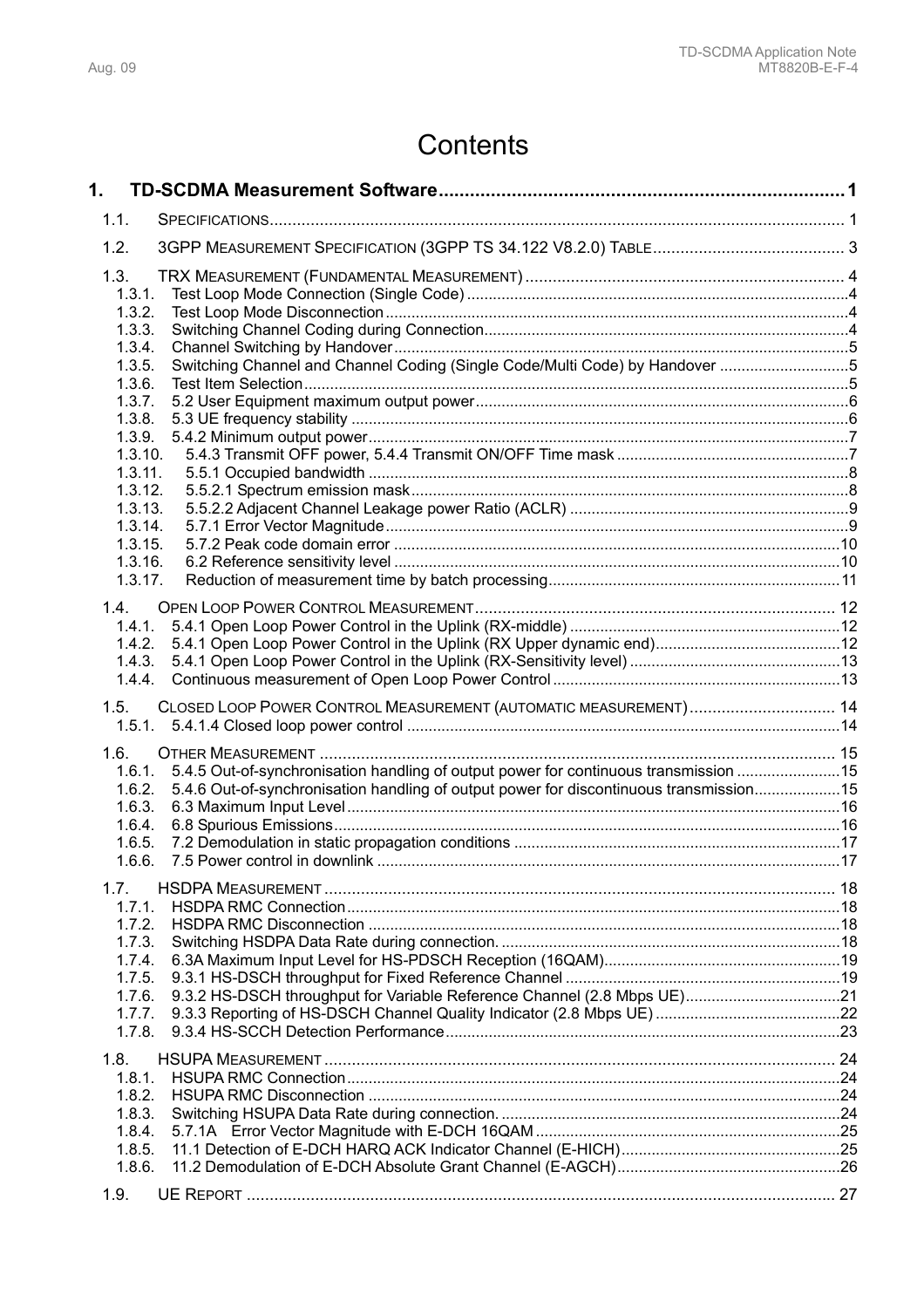# Contents

**1. TD-SCDMA Measurement Software ........ 1**

1.1. SPECIFICATIONS ........ 1

1.2. 3GPP MEASUREMENT SPECIFICATION (3GPP TS 34.122 V8.2.0) TABLE ........ 3

1.3. TRX MEASUREMENT (FUNDAMENTAL MEASUREMENT) ........ 4
- 1.3.1. Test Loop Mode Connection (Single Code) ........ 4
- 1.3.2. Test Loop Mode Disconnection ........ 4
- 1.3.3. Switching Channel Coding during Connection ........ 4
- 1.3.4. Channel Switching by Handover ........ 5
- 1.3.5. Switching Channel and Channel Coding (Single Code/Multi Code) by Handover ........ 5
- 1.3.6. Test Item Selection ........ 5
- 1.3.7. 5.2 User Equipment maximum output power ........ 6
- 1.3.8. 5.3 UE frequency stability ........ 6
- 1.3.9. 5.4.2 Minimum output power ........ 7
- 1.3.10. 5.4.3 Transmit OFF power, 5.4.4 Transmit ON/OFF Time mask ........ 7
- 1.3.11. 5.5.1 Occupied bandwidth ........ 8
- 1.3.12. 5.5.2.1 Spectrum emission mask ........ 8
- 1.3.13. 5.5.2.2 Adjacent Channel Leakage power Ratio (ACLR) ........ 9
- 1.3.14. 5.7.1 Error Vector Magnitude ........ 9
- 1.3.15. 5.7.2 Peak code domain error ........ 10
- 1.3.16. 6.2 Reference sensitivity level ........ 10
- 1.3.17. Reduction of measurement time by batch processing ........ 11

1.4. OPEN LOOP POWER CONTROL MEASUREMENT ........ 12
- 1.4.1. 5.4.1 Open Loop Power Control in the Uplink (RX-middle) ........ 12
- 1.4.2. 5.4.1 Open Loop Power Control in the Uplink (RX Upper dynamic end) ........ 12
- 1.4.3. 5.4.1 Open Loop Power Control in the Uplink (RX-Sensitivity level) ........ 13
- 1.4.4. Continuous measurement of Open Loop Power Control ........ 13

1.5. CLOSED LOOP POWER CONTROL MEASUREMENT (AUTOMATIC MEASUREMENT) ........ 14
- 1.5.1. 5.4.1.4 Closed loop power control ........ 14

1.6. OTHER MEASUREMENT ........ 15
- 1.6.1. 5.4.5 Out-of-synchronisation handling of output power for continuous transmission ........ 15
- 1.6.2. 5.4.6 Out-of-synchronisation handling of output power for discontinuous transmission ........ 15
- 1.6.3. 6.3 Maximum Input Level ........ 16
- 1.6.4. 6.8 Spurious Emissions ........ 16
- 1.6.5. 7.2 Demodulation in static propagation conditions ........ 17
- 1.6.6. 7.5 Power control in downlink ........ 17

1.7. HSDPA MEASUREMENT ........ 18
- 1.7.1. HSDPA RMC Connection ........ 18
- 1.7.2. HSDPA RMC Disconnection ........ 18
- 1.7.3. Switching HSDPA Data Rate during connection. ........ 18
- 1.7.4. 6.3A Maximum Input Level for HS-PDSCH Reception (16QAM) ........ 19
- 1.7.5. 9.3.1 HS-DSCH throughput for Fixed Reference Channel ........ 19
- 1.7.6. 9.3.2 HS-DSCH throughput for Variable Reference Channel (2.8 Mbps UE) ........ 21
- 1.7.7. 9.3.3 Reporting of HS-DSCH Channel Quality Indicator (2.8 Mbps UE) ........ 22
- 1.7.8. 9.3.4 HS-SCCH Detection Performance ........ 23

1.8. HSUPA MEASUREMENT ........ 24
- 1.8.1. HSUPA RMC Connection ........ 24
- 1.8.2. HSUPA RMC Disconnection ........ 24
- 1.8.3. Switching HSUPA Data Rate during connection. ........ 24
- 1.8.4. 5.7.1A Error Vector Magnitude with E-DCH 16QAM ........ 25
- 1.8.5. 11.1 Detection of E-DCH HARQ ACK Indicator Channel (E-HICH) ........ 25
- 1.8.6. 11.2 Demodulation of E-DCH Absolute Grant Channel (E-AGCH) ........ 26

1.9. UE REPORT ........ 27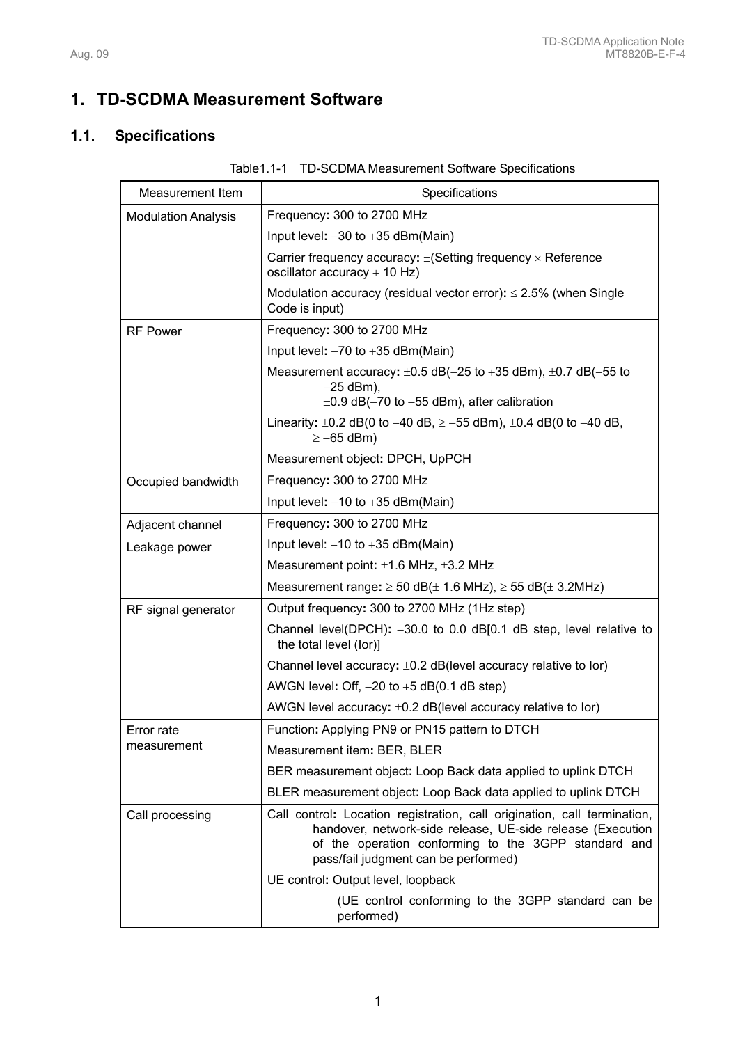# 1. TD-SCDMA Measurement Software

## 1.1. Specifications

Table1.1-1 TD-SCDMA Measurement Software Specifications

| Measurement Item | Specifications |
|---|---|
| Modulation Analysis | Frequency: 300 to 2700 MHz<br>Input level: −30 to +35 dBm(Main)<br>Carrier frequency accuracy: ±(Setting frequency × Reference oscillator accuracy + 10 Hz)<br>Modulation accuracy (residual vector error): ≤ 2.5% (when Single Code is input) |
| RF Power | Frequency: 300 to 2700 MHz<br>Input level: −70 to +35 dBm(Main)<br>Measurement accuracy: ±0.5 dB(−25 to +35 dBm), ±0.7 dB(−55 to −25 dBm), ±0.9 dB(−70 to −55 dBm), after calibration<br>Linearity: ±0.2 dB(0 to −40 dB, ≥ −55 dBm), ±0.4 dB(0 to −40 dB, ≥ −65 dBm)<br>Measurement object: DPCH, UpPCH |
| Occupied bandwidth | Frequency: 300 to 2700 MHz<br>Input level: −10 to +35 dBm(Main) |
| Adjacent channel Leakage power | Frequency: 300 to 2700 MHz<br>Input level: −10 to +35 dBm(Main)<br>Measurement point: ±1.6 MHz, ±3.2 MHz<br>Measurement range: ≥ 50 dB(± 1.6 MHz), ≥ 55 dB(± 3.2MHz) |
| RF signal generator | Output frequency: 300 to 2700 MHz (1Hz step)<br>Channel level(DPCH): −30.0 to 0.0 dB[0.1 dB step, level relative to the total level (Ior)]<br>Channel level accuracy: ±0.2 dB(level accuracy relative to Ior)<br>AWGN level: Off, −20 to +5 dB(0.1 dB step)<br>AWGN level accuracy: ±0.2 dB(level accuracy relative to Ior) |
| Error rate measurement | Function: Applying PN9 or PN15 pattern to DTCH<br>Measurement item: BER, BLER<br>BER measurement object: Loop Back data applied to uplink DTCH<br>BLER measurement object: Loop Back data applied to uplink DTCH |
| Call processing | Call control: Location registration, call origination, call termination, handover, network-side release, UE-side release (Execution of the operation conforming to the 3GPP standard and pass/fail judgment can be performed)<br>UE control: Output level, loopback<br>(UE control conforming to the 3GPP standard can be performed) |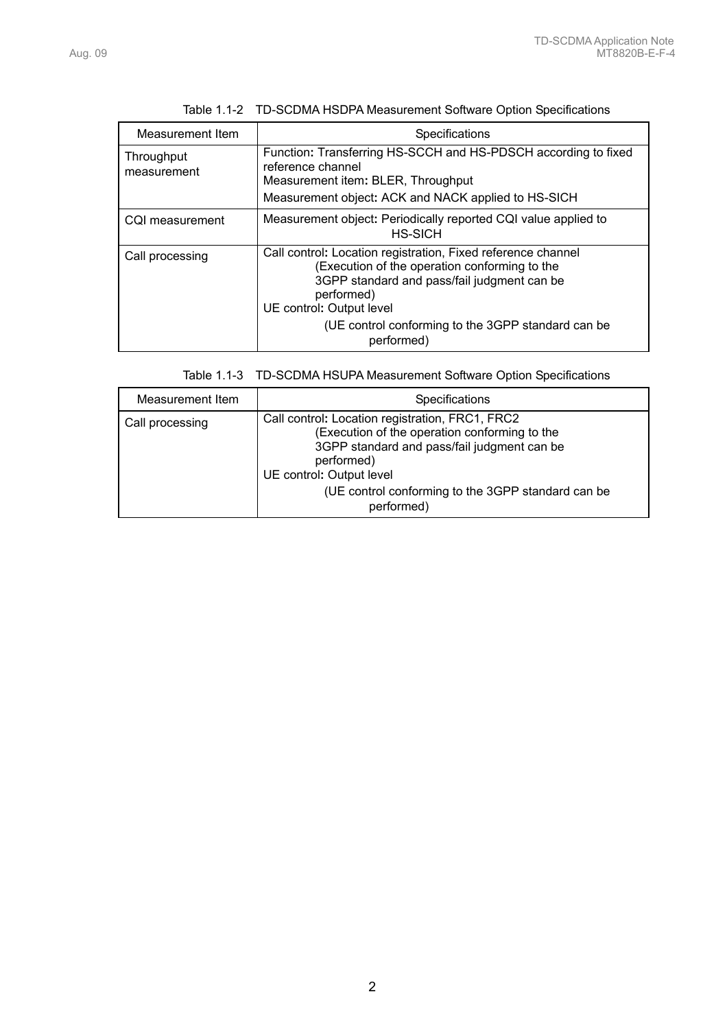Table 1.1-2 TD-SCDMA HSDPA Measurement Software Option Specifications

| Measurement Item | Specifications |
|---|---|
| Throughput measurement | Function: Transferring HS-SCCH and HS-PDSCH according to fixed reference channel<br>Measurement item: BLER, Throughput<br>Measurement object: ACK and NACK applied to HS-SICH |
| CQI measurement | Measurement object: Periodically reported CQI value applied to HS-SICH |
| Call processing | Call control: Location registration, Fixed reference channel (Execution of the operation conforming to the 3GPP standard and pass/fail judgment can be performed)<br>UE control: Output level (UE control conforming to the 3GPP standard can be performed) |

Table 1.1-3 TD-SCDMA HSUPA Measurement Software Option Specifications

| Measurement Item | Specifications |
|---|---|
| Call processing | Call control: Location registration, FRC1, FRC2 (Execution of the operation conforming to the 3GPP standard and pass/fail judgment can be performed)<br>UE control: Output level (UE control conforming to the 3GPP standard can be performed) |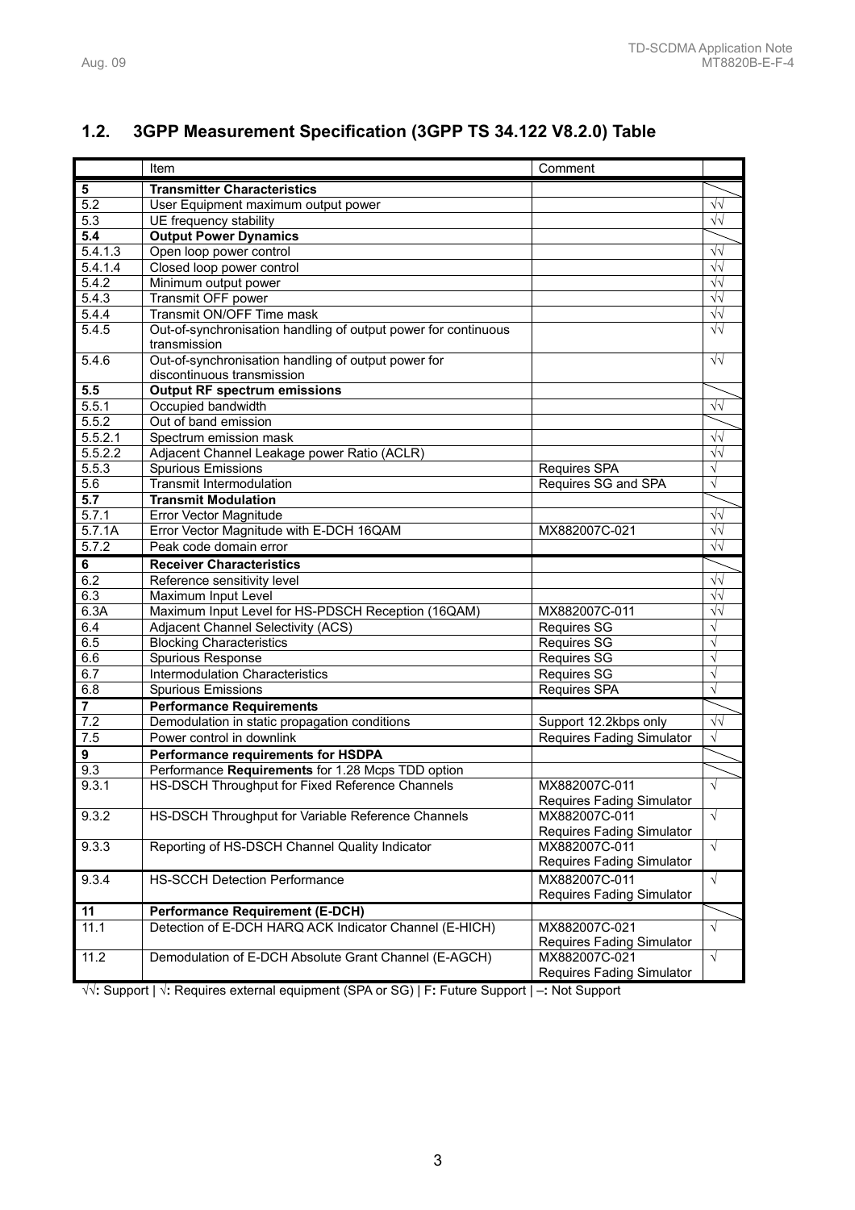## 1.2. 3GPP Measurement Specification (3GPP TS 34.122 V8.2.0) Table

| | Item | Comment | |
|---|---|---|---|
| **5** | **Transmitter Characteristics** | | |
| 5.2 | User Equipment maximum output power | | √√ |
| 5.3 | UE frequency stability | | √√ |
| **5.4** | **Output Power Dynamics** | | |
| 5.4.1.3 | Open loop power control | | √√ |
| 5.4.1.4 | Closed loop power control | | √√ |
| 5.4.2 | Minimum output power | | √√ |
| 5.4.3 | Transmit OFF power | | √√ |
| 5.4.4 | Transmit ON/OFF Time mask | | √√ |
| 5.4.5 | Out-of-synchronisation handling of output power for continuous transmission | | √√ |
| 5.4.6 | Out-of-synchronisation handling of output power for discontinuous transmission | | √√ |
| **5.5** | **Output RF spectrum emissions** | | |
| 5.5.1 | Occupied bandwidth | | √√ |
| 5.5.2 | Out of band emission | | |
| 5.5.2.1 | Spectrum emission mask | | √√ |
| 5.5.2.2 | Adjacent Channel Leakage power Ratio (ACLR) | | √√ |
| 5.5.3 | Spurious Emissions | Requires SPA | √ |
| 5.6 | Transmit Intermodulation | Requires SG and SPA | √ |
| **5.7** | **Transmit Modulation** | | |
| 5.7.1 | Error Vector Magnitude | | √√ |
| 5.7.1A | Error Vector Magnitude with E-DCH 16QAM | MX882007C-021 | √√ |
| 5.7.2 | Peak code domain error | | √√ |
| **6** | **Receiver Characteristics** | | |
| 6.2 | Reference sensitivity level | | √√ |
| 6.3 | Maximum Input Level | | √√ |
| 6.3A | Maximum Input Level for HS-PDSCH Reception (16QAM) | MX882007C-011 | √√ |
| 6.4 | Adjacent Channel Selectivity (ACS) | Requires SG | √ |
| 6.5 | Blocking Characteristics | Requires SG | √ |
| 6.6 | Spurious Response | Requires SG | √ |
| 6.7 | Intermodulation Characteristics | Requires SG | √ |
| 6.8 | Spurious Emissions | Requires SPA | √ |
| **7** | **Performance Requirements** | | |
| 7.2 | Demodulation in static propagation conditions | Support 12.2kbps only | √√ |
| 7.5 | Power control in downlink | Requires Fading Simulator | √ |
| **9** | **Performance requirements for HSDPA** | | |
| 9.3 | Performance **Requirements** for 1.28 Mcps TDD option | | |
| 9.3.1 | HS-DSCH Throughput for Fixed Reference Channels | MX882007C-011 Requires Fading Simulator | √ |
| 9.3.2 | HS-DSCH Throughput for Variable Reference Channels | MX882007C-011 Requires Fading Simulator | √ |
| 9.3.3 | Reporting of HS-DSCH Channel Quality Indicator | MX882007C-011 Requires Fading Simulator | √ |
| 9.3.4 | HS-SCCH Detection Performance | MX882007C-011 Requires Fading Simulator | √ |
| **11** | **Performance Requirement (E-DCH)** | | |
| 11.1 | Detection of E-DCH HARQ ACK Indicator Channel (E-HICH) | MX882007C-021 Requires Fading Simulator | √ |
| 11.2 | Demodulation of E-DCH Absolute Grant Channel (E-AGCH) | MX882007C-021 Requires Fading Simulator | √ |

√√: Support | √: Requires external equipment (SPA or SG) | F: Future Support | –: Not Support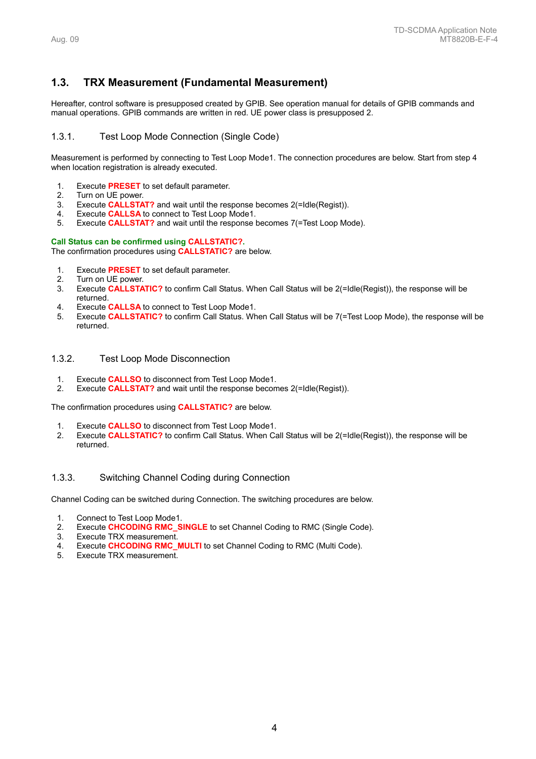## 1.3. TRX Measurement (Fundamental Measurement)

Hereafter, control software is presupposed created by GPIB. See operation manual for details of GPIB commands and manual operations. GPIB commands are written in red. UE power class is presupposed 2.

### 1.3.1. Test Loop Mode Connection (Single Code)

Measurement is performed by connecting to Test Loop Mode1. The connection procedures are below. Start from step 4 when location registration is already executed.

1. Execute **PRESET** to set default parameter.
2. Turn on UE power.
3. Execute **CALLSTAT?** and wait until the response becomes 2(=Idle(Regist)).
4. Execute **CALLSA** to connect to Test Loop Mode1.
5. Execute **CALLSTAT?** and wait until the response becomes 7(=Test Loop Mode).

**Call Status can be confirmed using CALLSTATIC?.**
The confirmation procedures using **CALLSTATIC?** are below.

1. Execute **PRESET** to set default parameter.
2. Turn on UE power.
3. Execute **CALLSTATIC?** to confirm Call Status. When Call Status will be 2(=Idle(Regist)), the response will be returned.
4. Execute **CALLSA** to connect to Test Loop Mode1.
5. Execute **CALLSTATIC?** to confirm Call Status. When Call Status will be 7(=Test Loop Mode), the response will be returned.

### 1.3.2. Test Loop Mode Disconnection

1. Execute **CALLSO** to disconnect from Test Loop Mode1.
2. Execute **CALLSTAT?** and wait until the response becomes 2(=Idle(Regist)).

The confirmation procedures using **CALLSTATIC?** are below.

1. Execute **CALLSO** to disconnect from Test Loop Mode1.
2. Execute **CALLSTATIC?** to confirm Call Status. When Call Status will be 2(=Idle(Regist)), the response will be returned.

### 1.3.3. Switching Channel Coding during Connection

Channel Coding can be switched during Connection. The switching procedures are below.

1. Connect to Test Loop Mode1.
2. Execute **CHCODING RMC_SINGLE** to set Channel Coding to RMC (Single Code).
3. Execute TRX measurement.
4. Execute **CHCODING RMC_MULTI** to set Channel Coding to RMC (Multi Code).
5. Execute TRX measurement.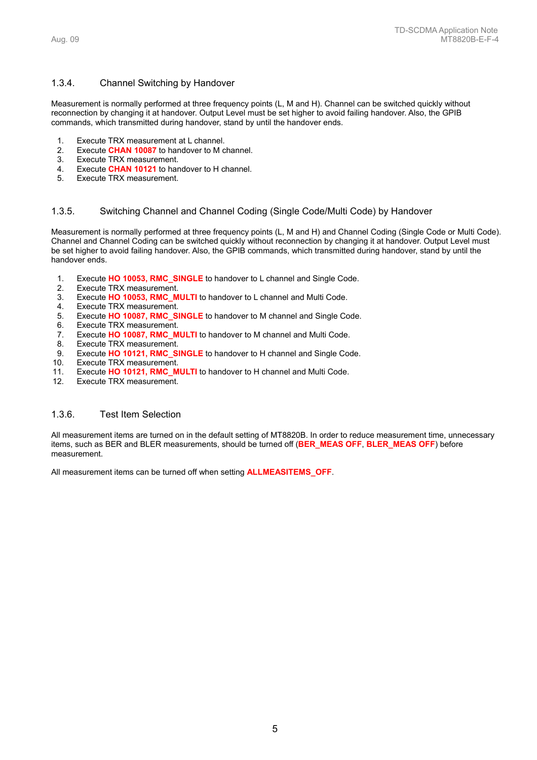### 1.3.4. Channel Switching by Handover

Measurement is normally performed at three frequency points (L, M and H). Channel can be switched quickly without reconnection by changing it at handover. Output Level must be set higher to avoid failing handover. Also, the GPIB commands, which transmitted during handover, stand by until the handover ends.

1. Execute TRX measurement at L channel.
2. Execute **CHAN 10087** to handover to M channel.
3. Execute TRX measurement.
4. Execute **CHAN 10121** to handover to H channel.
5. Execute TRX measurement.

### 1.3.5. Switching Channel and Channel Coding (Single Code/Multi Code) by Handover

Measurement is normally performed at three frequency points (L, M and H) and Channel Coding (Single Code or Multi Code). Channel and Channel Coding can be switched quickly without reconnection by changing it at handover. Output Level must be set higher to avoid failing handover. Also, the GPIB commands, which transmitted during handover, stand by until the handover ends.

1. Execute **HO 10053, RMC_SINGLE** to handover to L channel and Single Code.
2. Execute TRX measurement.
3. Execute **HO 10053, RMC_MULTI** to handover to L channel and Multi Code.
4. Execute TRX measurement.
5. Execute **HO 10087, RMC_SINGLE** to handover to M channel and Single Code.
6. Execute TRX measurement.
7. Execute **HO 10087, RMC_MULTI** to handover to M channel and Multi Code.
8. Execute TRX measurement.
9. Execute **HO 10121, RMC_SINGLE** to handover to H channel and Single Code.
10. Execute TRX measurement.
11. Execute **HO 10121, RMC_MULTI** to handover to H channel and Multi Code.
12. Execute TRX measurement.

### 1.3.6. Test Item Selection

All measurement items are turned on in the default setting of MT8820B. In order to reduce measurement time, unnecessary items, such as BER and BLER measurements, should be turned off (**BER_MEAS OFF**, **BLER_MEAS OFF**) before measurement.

All measurement items can be turned off when setting **ALLMEASITEMS_OFF**.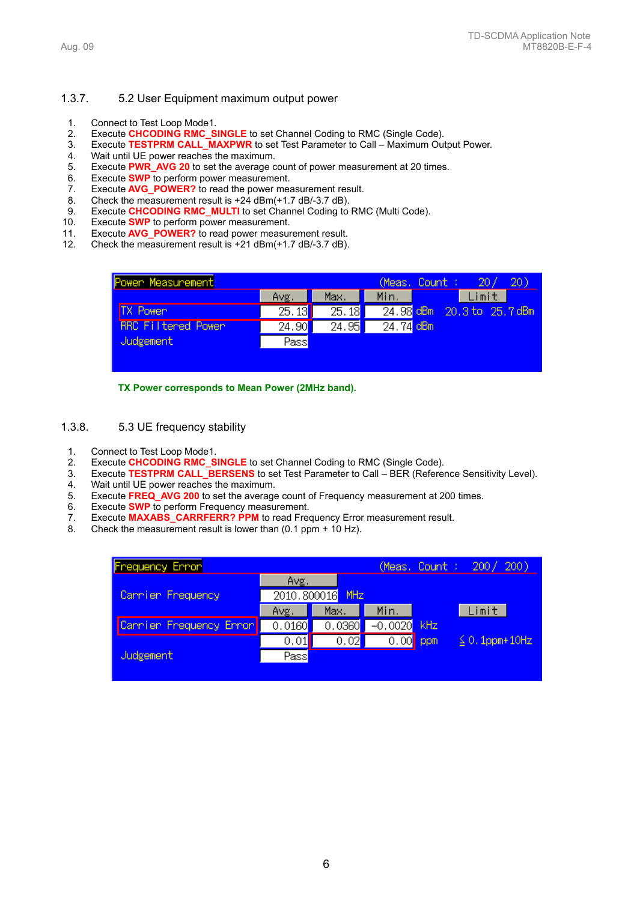### 1.3.7. 5.2 User Equipment maximum output power

1. Connect to Test Loop Mode1.
2. Execute **CHCODING RMC_SINGLE** to set Channel Coding to RMC (Single Code).
3. Execute **TESTPRM CALL_MAXPWR** to set Test Parameter to Call – Maximum Output Power.
4. Wait until UE power reaches the maximum.
5. Execute **PWR_AVG 20** to set the average count of power measurement at 20 times.
6. Execute **SWP** to perform power measurement.
7. Execute **AVG_POWER?** to read the power measurement result.
8. Check the measurement result is +24 dBm(+1.7 dB/-3.7 dB).
9. Execute **CHCODING RMC_MULTI** to set Channel Coding to RMC (Multi Code).
10. Execute **SWP** to perform power measurement.
11. Execute **AVG_POWER?** to read power measurement result.
12. Check the measurement result is +21 dBm(+1.7 dB/-3.7 dB).

Power Measurement (Meas. Count : 20/ 20)

| | Avg. | Max. | Min. | | Limit |
|---|---|---|---|---|---|
| TX Power | 25.13 | 25.18 | 24.98 | dBm | 20.3 to 25.7 dBm |
| RRC Filtered Power | 24.90 | 24.95 | 24.74 | dBm | |
| Judgement | Pass | | | | |

**TX Power corresponds to Mean Power (2MHz band).**

### 1.3.8. 5.3 UE frequency stability

1. Connect to Test Loop Mode1.
2. Execute **CHCODING RMC_SINGLE** to set Channel Coding to RMC (Single Code).
3. Execute **TESTPRM CALL_BERSENS** to set Test Parameter to Call – BER (Reference Sensitivity Level).
4. Wait until UE power reaches the maximum.
5. Execute **FREQ_AVG 200** to set the average count of Frequency measurement at 200 times.
6. Execute **SWP** to perform Frequency measurement.
7. Execute **MAXABS_CARRFERR? PPM** to read Frequency Error measurement result.
8. Check the measurement result is lower than (0.1 ppm + 10 Hz).

Frequency Error (Meas. Count : 200/ 200)

| | Avg. | | | | |
|---|---|---|---|---|---|
| Carrier Frequency | 2010.800016 | MHz | | | |
| | **Avg.** | **Max.** | **Min.** | | **Limit** |
| Carrier Frequency Error | 0.0160 | 0.0360 | -0.0020 | kHz | |
| | 0.01 | 0.02 | 0.00 | ppm | ≦0.1ppm+10Hz |
| Judgement | Pass | | | | |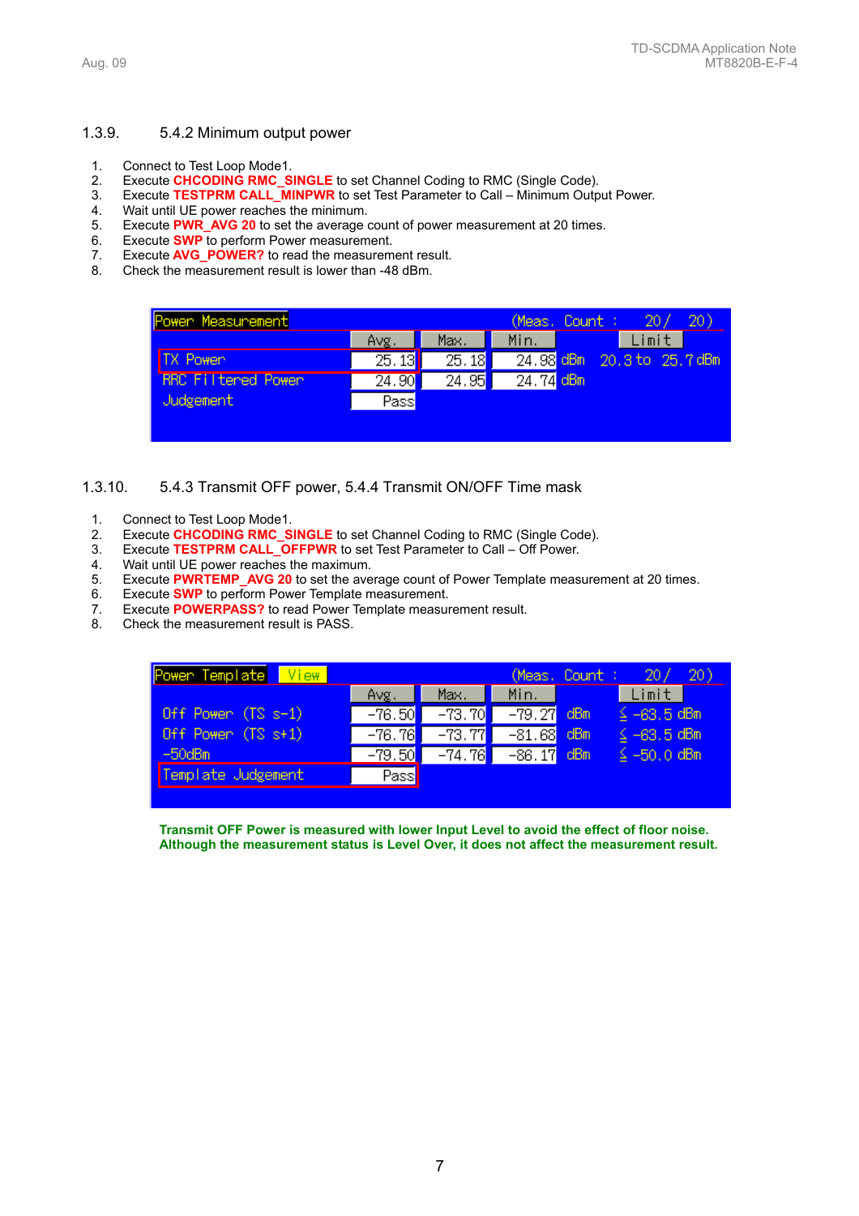### 1.3.9. 5.4.2 Minimum output power

1. Connect to Test Loop Mode1.
2. Execute **CHCODING RMC_SINGLE** to set Channel Coding to RMC (Single Code).
3. Execute **TESTPRM CALL_MINPWR** to set Test Parameter to Call – Minimum Output Power.
4. Wait until UE power reaches the minimum.
5. Execute **PWR_AVG 20** to set the average count of power measurement at 20 times.
6. Execute **SWP** to perform Power measurement.
7. Execute **AVG_POWER?** to read the measurement result.
8. Check the measurement result is lower than -48 dBm.

Power Measurement (Meas. Count : 20/ 20)

| | Avg. | Max. | Min. | | Limit |
|---|---|---|---|---|---|
| TX Power | 25.13 | 25.18 | 24.98 | dBm | 20.3 to 25.7 dBm |
| RRC Filtered Power | 24.90 | 24.95 | 24.74 | dBm | |
| Judgement | Pass | | | | |

### 1.3.10. 5.4.3 Transmit OFF power, 5.4.4 Transmit ON/OFF Time mask

1. Connect to Test Loop Mode1.
2. Execute **CHCODING RMC_SINGLE** to set Channel Coding to RMC (Single Code).
3. Execute **TESTPRM CALL_OFFPWR** to set Test Parameter to Call – Off Power.
4. Wait until UE power reaches the maximum.
5. Execute **PWRTEMP_AVG 20** to set the average count of Power Template measurement at 20 times.
6. Execute **SWP** to perform Power Template measurement.
7. Execute **POWERPASS?** to read Power Template measurement result.
8. Check the measurement result is PASS.

Power Template View (Meas. Count : 20/ 20)

| | Avg. | Max. | Min. | | Limit |
|---|---|---|---|---|---|
| Off Power (TS s-1) | -76.50 | -73.70 | -79.27 | dBm | ≦ -63.5 dBm |
| Off Power (TS s+1) | -76.76 | -73.77 | -81.68 | dBm | ≦ -63.5 dBm |
| -50dBm | -79.50 | -74.76 | -86.17 | dBm | ≦ -50.0 dBm |
| Template Judgement | Pass | | | | |

**Transmit OFF Power is measured with lower Input Level to avoid the effect of floor noise. Although the measurement status is Level Over, it does not affect the measurement result.**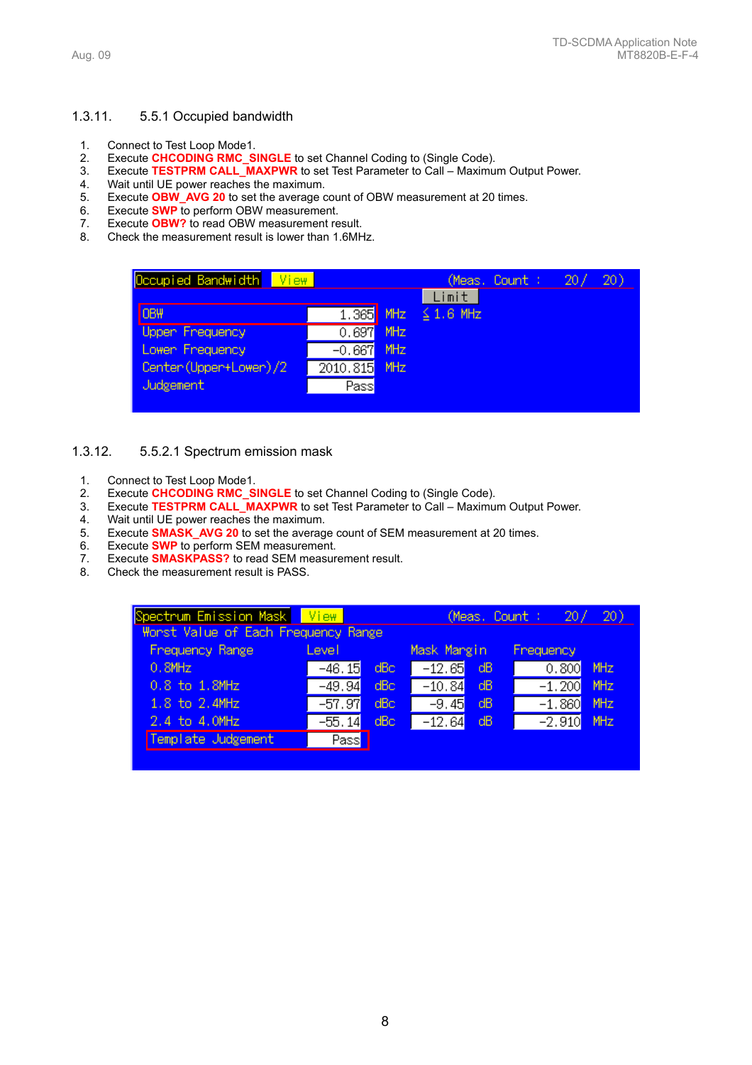### 1.3.11. 5.5.1 Occupied bandwidth

1. Connect to Test Loop Mode1.
2. Execute **CHCODING RMC_SINGLE** to set Channel Coding to (Single Code).
3. Execute **TESTPRM CALL_MAXPWR** to set Test Parameter to Call – Maximum Output Power.
4. Wait until UE power reaches the maximum.
5. Execute **OBW_AVG 20** to set the average count of OBW measurement at 20 times.
6. Execute **SWP** to perform OBW measurement.
7. Execute **OBW?** to read OBW measurement result.
8. Check the measurement result is lower than 1.6MHz.

Occupied Bandwidth &nbsp; View &nbsp; (Meas. Count : 20/ 20)

| | Value | Unit | Limit |
|---|---|---|---|
| OBW | 1.365 | MHz | ≦ 1.6 MHz |
| Upper Frequency | 0.697 | MHz | |
| Lower Frequency | -0.667 | MHz | |
| Center(Upper+Lower)/2 | 2010.815 | MHz | |
| Judgement | Pass | | |

### 1.3.12. 5.5.2.1 Spectrum emission mask

1. Connect to Test Loop Mode1.
2. Execute **CHCODING RMC_SINGLE** to set Channel Coding to (Single Code).
3. Execute **TESTPRM CALL_MAXPWR** to set Test Parameter to Call – Maximum Output Power.
4. Wait until UE power reaches the maximum.
5. Execute **SMASK_AVG 20** to set the average count of SEM measurement at 20 times.
6. Execute **SWP** to perform SEM measurement.
7. Execute **SMASKPASS?** to read SEM measurement result.
8. Check the measurement result is PASS.

Spectrum Emission Mask &nbsp; View &nbsp; (Meas. Count : 20/ 20)

Worst Value of Each Frequency Range

| Frequency Range | Level | | Mask Margin | | Frequency | |
|---|---|---|---|---|---|---|
| 0.8MHz | -46.15 | dBc | -12.65 | dB | 0.800 | MHz |
| 0.8 to 1.8MHz | -49.94 | dBc | -10.84 | dB | -1.200 | MHz |
| 1.8 to 2.4MHz | -57.97 | dBc | -9.45 | dB | -1.860 | MHz |
| 2.4 to 4.0MHz | -55.14 | dBc | -12.64 | dB | -2.910 | MHz |
| Template Judgement | Pass | | | | | |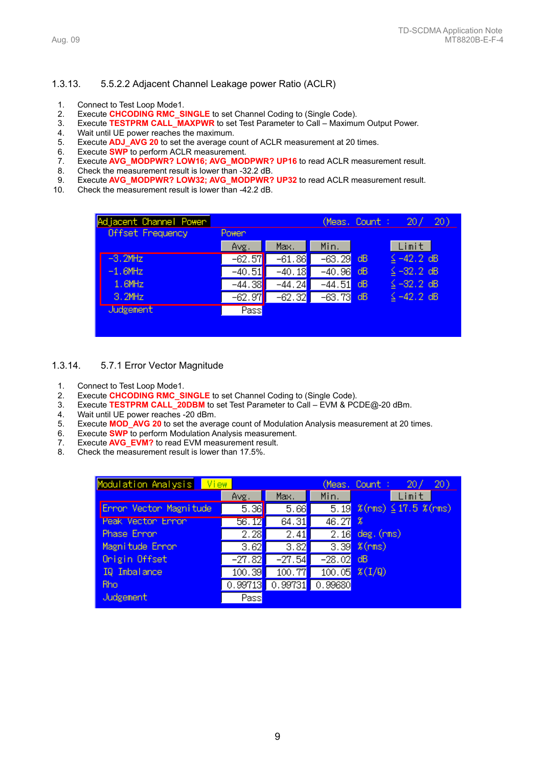### 1.3.13. 5.5.2.2 Adjacent Channel Leakage power Ratio (ACLR)

1. Connect to Test Loop Mode1.
2. Execute **CHCODING RMC_SINGLE** to set Channel Coding to (Single Code).
3. Execute **TESTPRM CALL_MAXPWR** to set Test Parameter to Call – Maximum Output Power.
4. Wait until UE power reaches the maximum.
5. Execute **ADJ_AVG 20** to set the average count of ACLR measurement at 20 times.
6. Execute **SWP** to perform ACLR measurement.
7. Execute **AVG_MODPWR? LOW16; AVG_MODPWR? UP16** to read ACLR measurement result.
8. Check the measurement result is lower than -32.2 dB.
9. Execute **AVG_MODPWR? LOW32; AVG_MODPWR? UP32** to read ACLR measurement result.
10. Check the measurement result is lower than -42.2 dB.

Adjacent Channel Power (Meas. Count : 20/ 20)

| Offset Frequency | Power Avg. | Max. | Min. | | Limit |
|---|---|---|---|---|---|
| -3.2MHz | -62.57 | -61.86 | -63.29 | dB | ≦-42.2 dB |
| -1.6MHz | -40.51 | -40.18 | -40.96 | dB | ≦-32.2 dB |
| 1.6MHz | -44.38 | -44.24 | -44.51 | dB | ≦-32.2 dB |
| 3.2MHz | -62.97 | -62.32 | -63.73 | dB | ≦-42.2 dB |
| Judgement | Pass | | | | |

### 1.3.14. 5.7.1 Error Vector Magnitude

1. Connect to Test Loop Mode1.
2. Execute **CHCODING RMC_SINGLE** to set Channel Coding to (Single Code).
3. Execute **TESTPRM CALL_20DBM** to set Test Parameter to Call – EVM & PCDE@-20 dBm.
4. Wait until UE power reaches -20 dBm.
5. Execute **MOD_AVG 20** to set the average count of Modulation Analysis measurement at 20 times.
6. Execute **SWP** to perform Modulation Analysis measurement.
7. Execute **AVG_EVM?** to read EVM measurement result.
8. Check the measurement result is lower than 17.5%.

Modulation Analysis View (Meas. Count : 20/ 20)

| | Avg. | Max. | Min. | | Limit |
|---|---|---|---|---|---|
| Error Vector Magnitude | 5.36 | 5.66 | 5.19 | %(rms) | ≦17.5 %(rms) |
| Peak Vector Error | 56.12 | 64.31 | 46.27 | % | |
| Phase Error | 2.28 | 2.41 | 2.16 | deg.(rms) | |
| Magnitude Error | 3.62 | 3.82 | 3.39 | %(rms) | |
| Origin Offset | -27.82 | -27.54 | -28.02 | dB | |
| IQ Imbalance | 100.39 | 100.77 | 100.05 | %(I/Q) | |
| Rho | 0.99713 | 0.99731 | 0.99680 | | |
| Judgement | Pass | | | | |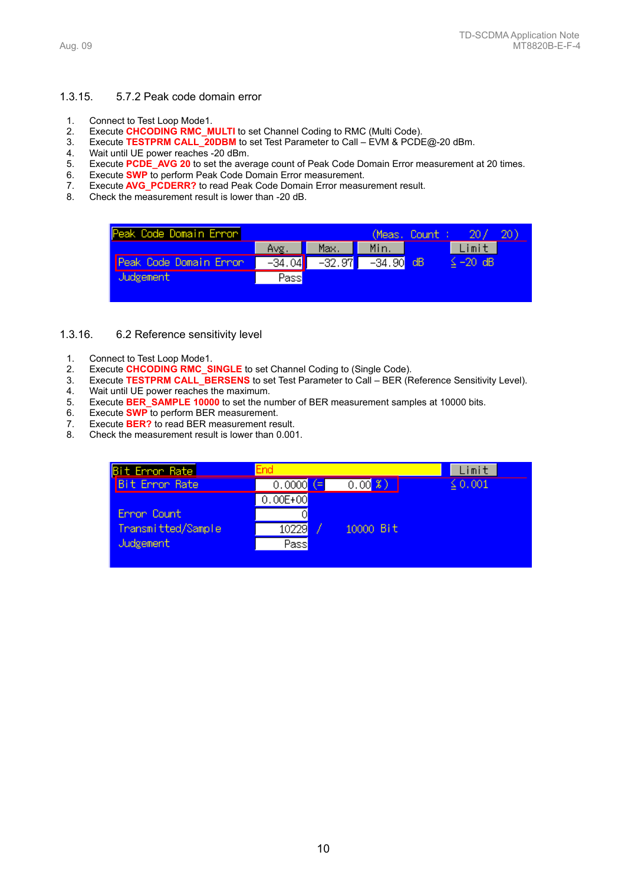### 1.3.15. 5.7.2 Peak code domain error

1. Connect to Test Loop Mode1.
2. Execute **CHCODING RMC_MULTI** to set Channel Coding to RMC (Multi Code).
3. Execute **TESTPRM CALL_20DBM** to set Test Parameter to Call – EVM & PCDE@-20 dBm.
4. Wait until UE power reaches -20 dBm.
5. Execute **PCDE_AVG 20** to set the average count of Peak Code Domain Error measurement at 20 times.
6. Execute **SWP** to perform Peak Code Domain Error measurement.
7. Execute **AVG_PCDERR?** to read Peak Code Domain Error measurement result.
8. Check the measurement result is lower than -20 dB.

| Peak Code Domain Error | (Meas. Count : 20/ 20) | | | | |
|---|---|---|---|---|---|
| | Avg. | Max. | Min. | | Limit |
| Peak Code Domain Error | -34.04 | -32.97 | -34.90 | dB | ≦-20 dB |
| Judgement | Pass | | | | |

### 1.3.16. 6.2 Reference sensitivity level

1. Connect to Test Loop Mode1.
2. Execute **CHCODING RMC_SINGLE** to set Channel Coding to (Single Code).
3. Execute **TESTPRM CALL_BERSENS** to set Test Parameter to Call – BER (Reference Sensitivity Level).
4. Wait until UE power reaches the maximum.
5. Execute **BER_SAMPLE 10000** to set the number of BER measurement samples at 10000 bits.
6. Execute **SWP** to perform BER measurement.
7. Execute **BER?** to read BER measurement result.
8. Check the measurement result is lower than 0.001.

| Bit Error Rate | End | | Limit |
|---|---|---|---|
| Bit Error Rate | 0.0000 | (= 0.00 %) | ≦0.001 |
| | 0.00E+00 | | |
| Error Count | 0 | | |
| Transmitted/Sample | 10229 | / 10000 Bit | |
| Judgement | Pass | | |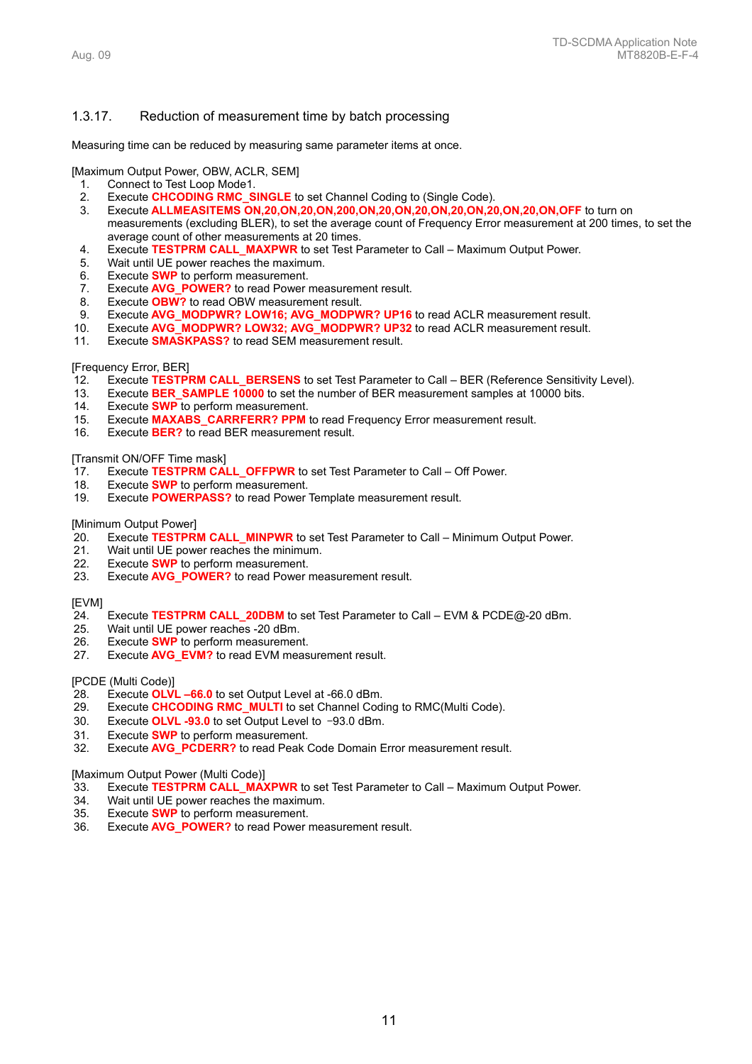### 1.3.17. Reduction of measurement time by batch processing

Measuring time can be reduced by measuring same parameter items at once.

[Maximum Output Power, OBW, ACLR, SEM]

1. Connect to Test Loop Mode1.
2. Execute **CHCODING RMC_SINGLE** to set Channel Coding to (Single Code).
3. Execute **ALLMEASITEMS ON,20,ON,20,ON,200,ON,20,ON,20,ON,20,ON,20,ON,20,ON,OFF** to turn on measurements (excluding BLER), to set the average count of Frequency Error measurement at 200 times, to set the average count of other measurements at 20 times.
4. Execute **TESTPRM CALL_MAXPWR** to set Test Parameter to Call – Maximum Output Power.
5. Wait until UE power reaches the maximum.
6. Execute **SWP** to perform measurement.
7. Execute **AVG_POWER?** to read Power measurement result.
8. Execute **OBW?** to read OBW measurement result.
9. Execute **AVG_MODPWR? LOW16; AVG_MODPWR? UP16** to read ACLR measurement result.
10. Execute **AVG_MODPWR? LOW32; AVG_MODPWR? UP32** to read ACLR measurement result.
11. Execute **SMASKPASS?** to read SEM measurement result.

[Frequency Error, BER]

12. Execute **TESTPRM CALL_BERSENS** to set Test Parameter to Call – BER (Reference Sensitivity Level).
13. Execute **BER_SAMPLE 10000** to set the number of BER measurement samples at 10000 bits.
14. Execute **SWP** to perform measurement.
15. Execute **MAXABS_CARRFERR? PPM** to read Frequency Error measurement result.
16. Execute **BER?** to read BER measurement result.

[Transmit ON/OFF Time mask]

17. Execute **TESTPRM CALL_OFFPWR** to set Test Parameter to Call – Off Power.
18. Execute **SWP** to perform measurement.
19. Execute **POWERPASS?** to read Power Template measurement result.

[Minimum Output Power]

20. Execute **TESTPRM CALL_MINPWR** to set Test Parameter to Call – Minimum Output Power.
21. Wait until UE power reaches the minimum.
22. Execute **SWP** to perform measurement.
23. Execute **AVG_POWER?** to read Power measurement result.

[EVM]

24. Execute **TESTPRM CALL_20DBM** to set Test Parameter to Call – EVM & PCDE@-20 dBm.
25. Wait until UE power reaches -20 dBm.
26. Execute **SWP** to perform measurement.
27. Execute **AVG_EVM?** to read EVM measurement result.

[PCDE (Multi Code)]

28. Execute **OLVL –66.0** to set Output Level at -66.0 dBm.
29. Execute **CHCODING RMC_MULTI** to set Channel Coding to RMC(Multi Code).
30. Execute **OLVL -93.0** to set Output Level to −93.0 dBm.
31. Execute **SWP** to perform measurement.
32. Execute **AVG_PCDERR?** to read Peak Code Domain Error measurement result.

[Maximum Output Power (Multi Code)]

33. Execute **TESTPRM CALL_MAXPWR** to set Test Parameter to Call – Maximum Output Power.
34. Wait until UE power reaches the maximum.
35. Execute **SWP** to perform measurement.
36. Execute **AVG_POWER?** to read Power measurement result.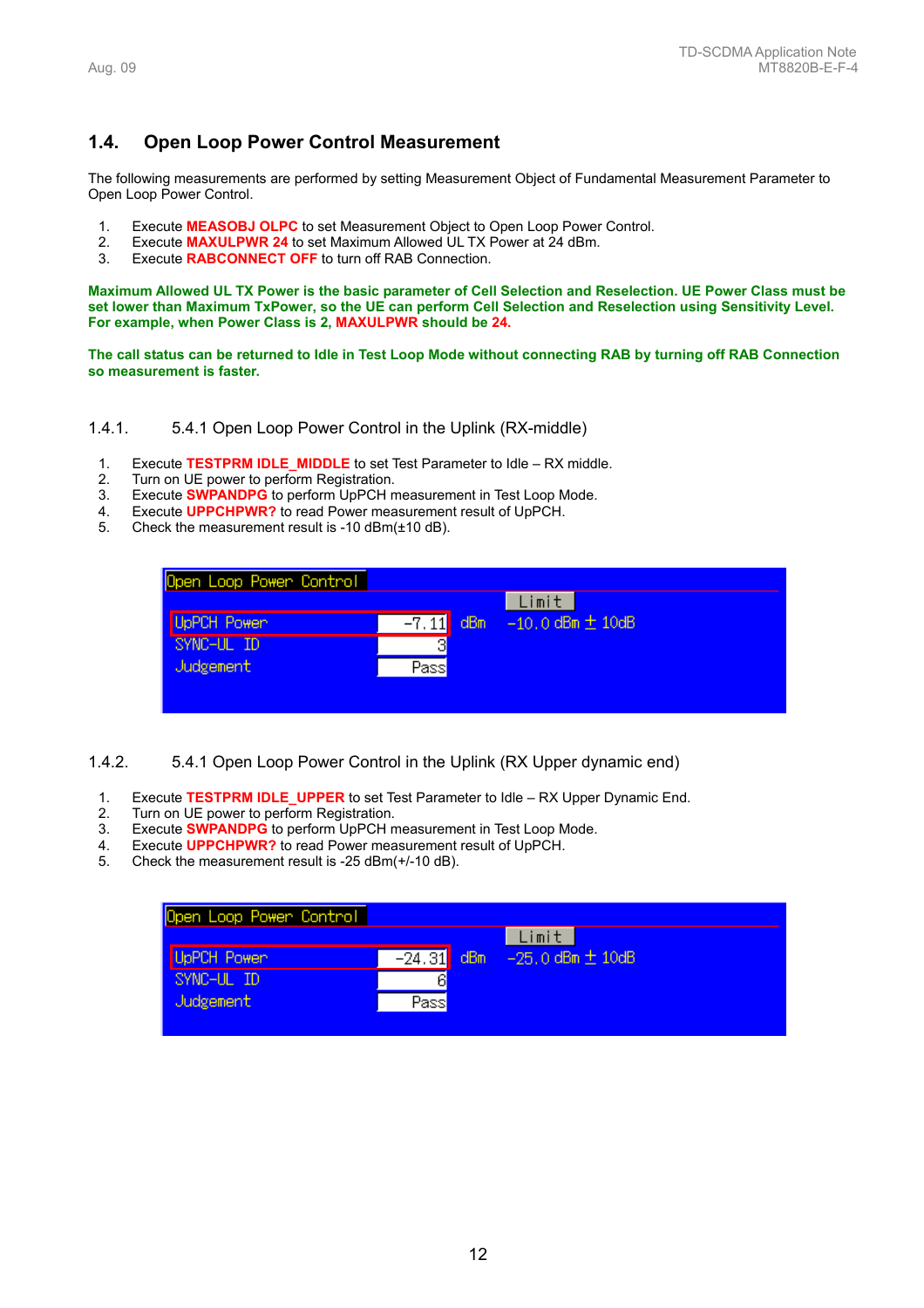## 1.4. Open Loop Power Control Measurement

The following measurements are performed by setting Measurement Object of Fundamental Measurement Parameter to Open Loop Power Control.

1. Execute **MEASOBJ OLPC** to set Measurement Object to Open Loop Power Control.
2. Execute **MAXULPWR 24** to set Maximum Allowed UL TX Power at 24 dBm.
3. Execute **RABCONNECT OFF** to turn off RAB Connection.

**Maximum Allowed UL TX Power is the basic parameter of Cell Selection and Reselection. UE Power Class must be set lower than Maximum TxPower, so the UE can perform Cell Selection and Reselection using Sensitivity Level. For example, when Power Class is 2, MAXULPWR should be 24.**

**The call status can be returned to Idle in Test Loop Mode without connecting RAB by turning off RAB Connection so measurement is faster.**

### 1.4.1. 5.4.1 Open Loop Power Control in the Uplink (RX-middle)

1. Execute **TESTPRM IDLE_MIDDLE** to set Test Parameter to Idle – RX middle.
2. Turn on UE power to perform Registration.
3. Execute **SWPANDPG** to perform UpPCH measurement in Test Loop Mode.
4. Execute **UPPCHPWR?** to read Power measurement result of UpPCH.
5. Check the measurement result is -10 dBm(±10 dB).

| Open Loop Power Control | | | Limit |
|---|---|---|---|
| UpPCH Power | -7.11 | dBm | -10.0 dBm ± 10dB |
| SYNC-UL ID | 3 | | |
| Judgement | Pass | | |

### 1.4.2. 5.4.1 Open Loop Power Control in the Uplink (RX Upper dynamic end)

1. Execute **TESTPRM IDLE_UPPER** to set Test Parameter to Idle – RX Upper Dynamic End.
2. Turn on UE power to perform Registration.
3. Execute **SWPANDPG** to perform UpPCH measurement in Test Loop Mode.
4. Execute **UPPCHPWR?** to read Power measurement result of UpPCH.
5. Check the measurement result is -25 dBm(+/-10 dB).

| Open Loop Power Control | | | Limit |
|---|---|---|---|
| UpPCH Power | -24.31 | dBm | -25.0 dBm ± 10dB |
| SYNC-UL ID | 6 | | |
| Judgement | Pass | | |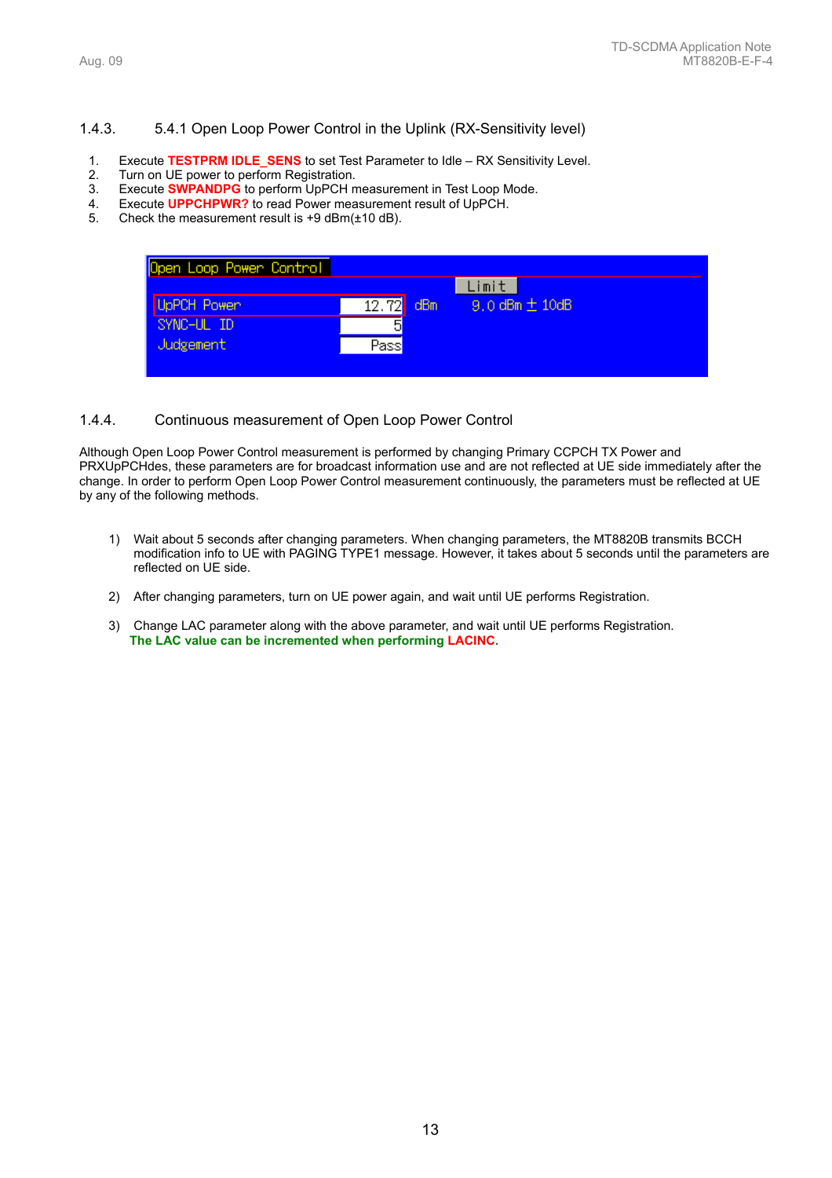### 1.4.3. 5.4.1 Open Loop Power Control in the Uplink (RX-Sensitivity level)

1. Execute **TESTPRM IDLE_SENS** to set Test Parameter to Idle – RX Sensitivity Level.
2. Turn on UE power to perform Registration.
3. Execute **SWPANDPG** to perform UpPCH measurement in Test Loop Mode.
4. Execute **UPPCHPWR?** to read Power measurement result of UpPCH.
5. Check the measurement result is +9 dBm(±10 dB).

Open Loop Power Control

| | | | Limit |
|---|---|---|---|
| UpPCH Power | 12.72 | dBm | 9.0 dBm ± 10dB |
| SYNC-UL ID | 5 | | |
| Judgement | Pass | | |

### 1.4.4. Continuous measurement of Open Loop Power Control

Although Open Loop Power Control measurement is performed by changing Primary CCPCH TX Power and PRXUpPCHdes, these parameters are for broadcast information use and are not reflected at UE side immediately after the change. In order to perform Open Loop Power Control measurement continuously, the parameters must be reflected at UE by any of the following methods.

1) Wait about 5 seconds after changing parameters. When changing parameters, the MT8820B transmits BCCH modification info to UE with PAGING TYPE1 message. However, it takes about 5 seconds until the parameters are reflected on UE side.

2) After changing parameters, turn on UE power again, and wait until UE performs Registration.

3) Change LAC parameter along with the above parameter, and wait until UE performs Registration.
   **The LAC value can be incremented when performing LACINC.**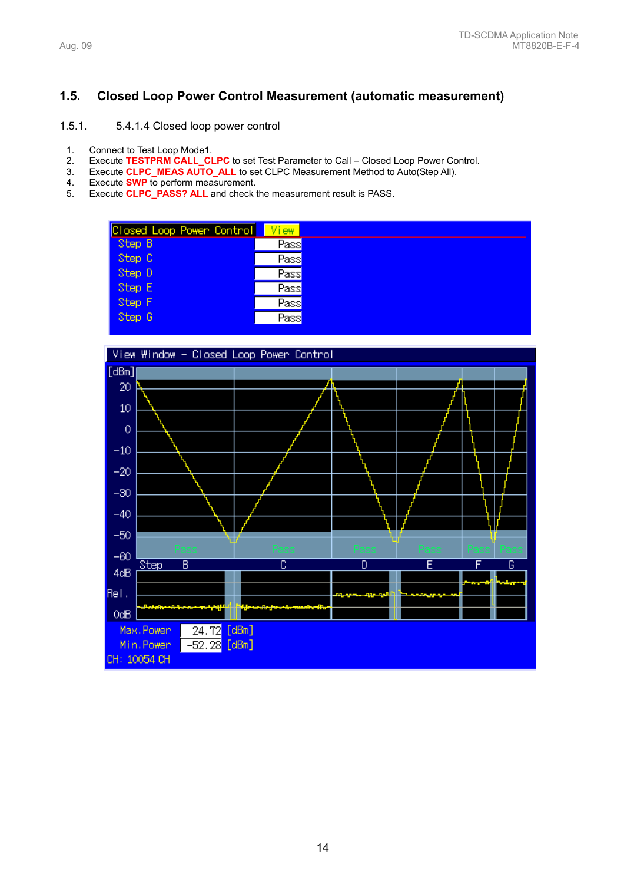## 1.5. Closed Loop Power Control Measurement (automatic measurement)

### 1.5.1. 5.4.1.4 Closed loop power control

1. Connect to Test Loop Mode1.
2. Execute **TESTPRM CALL_CLPC** to set Test Parameter to Call – Closed Loop Power Control.
3. Execute **CLPC_MEAS AUTO_ALL** to set CLPC Measurement Method to Auto(Step All).
4. Execute **SWP** to perform measurement.
5. Execute **CLPC_PASS? ALL** and check the measurement result is PASS.

| Closed Loop Power Control | View |
|---|---|
| Step B | Pass |
| Step C | Pass |
| Step D | Pass |
| Step E | Pass |
| Step F | Pass |
| Step G | Pass |

View Window – Closed Loop Power Control

Max.Power 24.72 [dBm]

Min.Power -52.28 [dBm]

CH: 10054 CH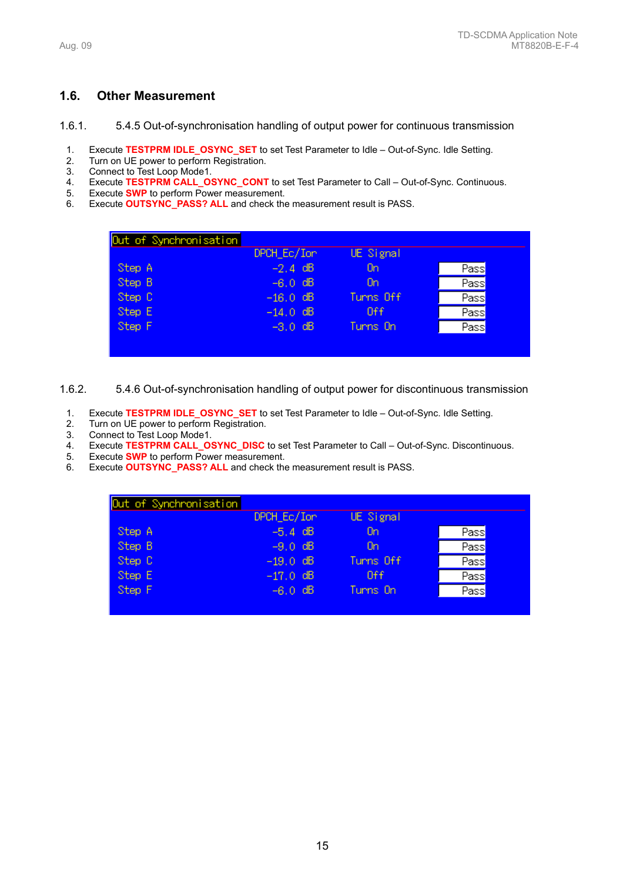## 1.6. Other Measurement

### 1.6.1. 5.4.5 Out-of-synchronisation handling of output power for continuous transmission

1. Execute **TESTPRM IDLE_OSYNC_SET** to set Test Parameter to Idle – Out-of-Sync. Idle Setting.
2. Turn on UE power to perform Registration.
3. Connect to Test Loop Mode1.
4. Execute **TESTPRM CALL_OSYNC_CONT** to set Test Parameter to Call – Out-of-Sync. Continuous.
5. Execute **SWP** to perform Power measurement.
6. Execute **OUTSYNC_PASS? ALL** and check the measurement result is PASS.

Out of Synchronisation

| | DPCH_Ec/Ior | UE Signal | |
|---|---|---|---|
| Step A | -2.4 dB | On | Pass |
| Step B | -6.0 dB | On | Pass |
| Step C | -16.0 dB | Turns Off | Pass |
| Step E | -14.0 dB | Off | Pass |
| Step F | -3.0 dB | Turns On | Pass |

### 1.6.2. 5.4.6 Out-of-synchronisation handling of output power for discontinuous transmission

1. Execute **TESTPRM IDLE_OSYNC_SET** to set Test Parameter to Idle – Out-of-Sync. Idle Setting.
2. Turn on UE power to perform Registration.
3. Connect to Test Loop Mode1.
4. Execute **TESTPRM CALL_OSYNC_DISC** to set Test Parameter to Call – Out-of-Sync. Discontinuous.
5. Execute **SWP** to perform Power measurement.
6. Execute **OUTSYNC_PASS? ALL** and check the measurement result is PASS.

Out of Synchronisation

| | DPCH_Ec/Ior | UE Signal | |
|---|---|---|---|
| Step A | -5.4 dB | On | Pass |
| Step B | -9.0 dB | On | Pass |
| Step C | -19.0 dB | Turns Off | Pass |
| Step E | -17.0 dB | Off | Pass |
| Step F | -6.0 dB | Turns On | Pass |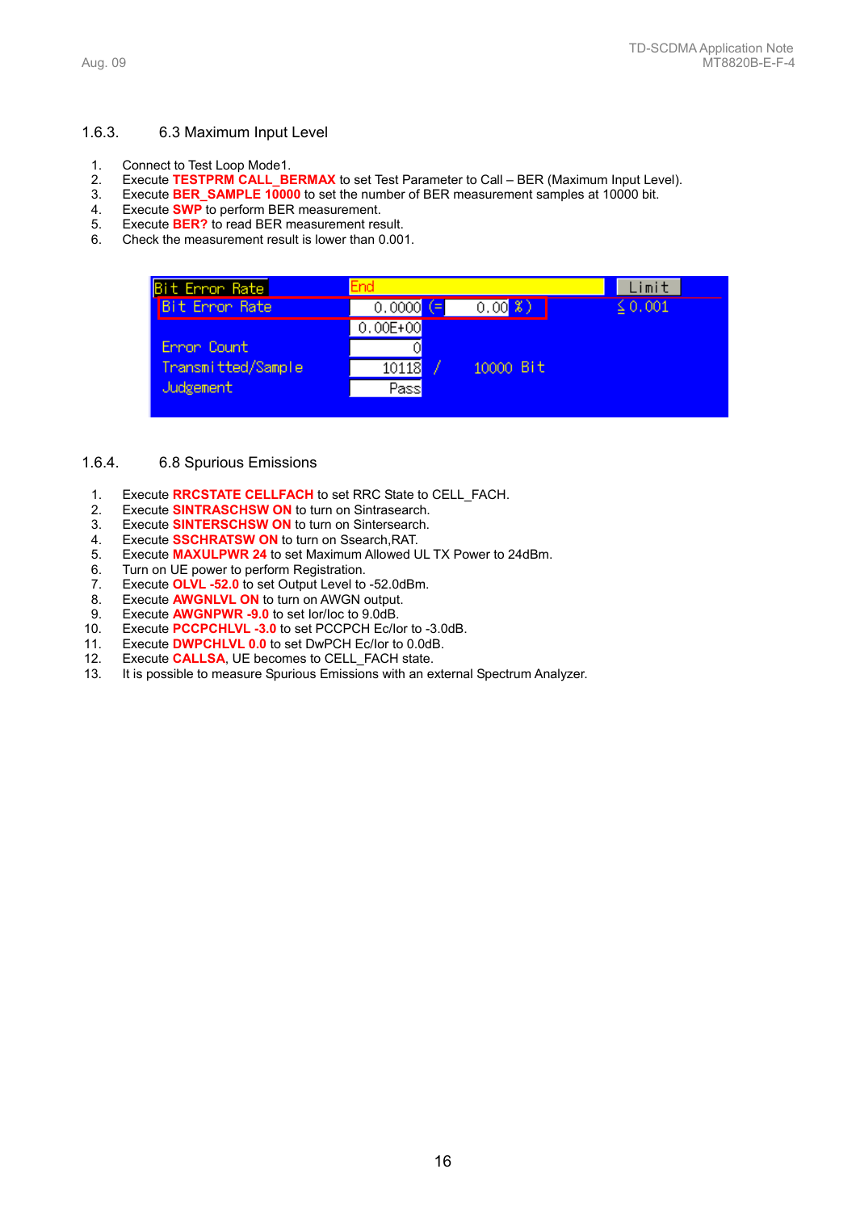### 1.6.3. 6.3 Maximum Input Level

1. Connect to Test Loop Mode1.
2. Execute **TESTPRM CALL_BERMAX** to set Test Parameter to Call – BER (Maximum Input Level).
3. Execute **BER_SAMPLE 10000** to set the number of BER measurement samples at 10000 bit.
4. Execute **SWP** to perform BER measurement.
5. Execute **BER?** to read BER measurement result.
6. Check the measurement result is lower than 0.001.

| Bit Error Rate | End | | Limit |
|---|---|---|---|
| Bit Error Rate | 0.0000 (= 0.00 %) | | ≦0.001 |
| | 0.00E+00 | | |
| Error Count | 0 | | |
| Transmitted/Sample | 10118 | / 10000 Bit | |
| Judgement | Pass | | |

### 1.6.4. 6.8 Spurious Emissions

1. Execute **RRCSTATE CELLFACH** to set RRC State to CELL_FACH.
2. Execute **SINTRASCHSW ON** to turn on Sintrasearch.
3. Execute **SINTERSCHSW ON** to turn on Sintersearch.
4. Execute **SSCHRATSW ON** to turn on Ssearch,RAT.
5. Execute **MAXULPWR 24** to set Maximum Allowed UL TX Power to 24dBm.
6. Turn on UE power to perform Registration.
7. Execute **OLVL -52.0** to set Output Level to -52.0dBm.
8. Execute **AWGNLVL ON** to turn on AWGN output.
9. Execute **AWGNPWR -9.0** to set Ior/Ioc to 9.0dB.
10. Execute **PCCPCHLVL -3.0** to set PCCPCH Ec/Ior to -3.0dB.
11. Execute **DWPCHLVL 0.0** to set DwPCH Ec/Ior to 0.0dB.
12. Execute **CALLSA**, UE becomes to CELL_FACH state.
13. It is possible to measure Spurious Emissions with an external Spectrum Analyzer.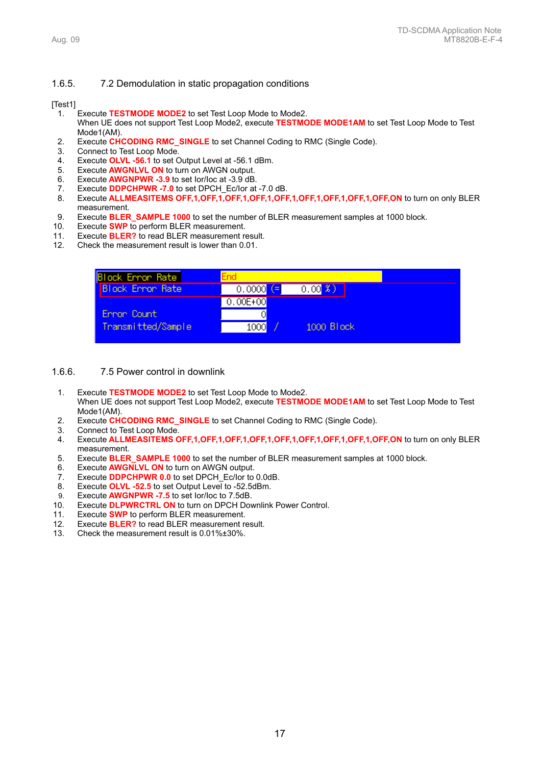### 1.6.5. 7.2 Demodulation in static propagation conditions

[Test1]

1. Execute **TESTMODE MODE2** to set Test Loop Mode to Mode2.
   When UE does not support Test Loop Mode2, execute **TESTMODE MODE1AM** to set Test Loop Mode to Test Mode1(AM).
2. Execute **CHCODING RMC_SINGLE** to set Channel Coding to RMC (Single Code).
3. Connect to Test Loop Mode.
4. Execute **OLVL -56.1** to set Output Level at -56.1 dBm.
5. Execute **AWGNLVL ON** to turn on AWGN output.
6. Execute **AWGNPWR -3.9** to set Ior/Ioc at -3.9 dB.
7. Execute **DDPCHPWR -7.0** to set DPCH_Ec/Ior at -7.0 dB.
8. Execute **ALLMEASITEMS OFF,1,OFF,1,OFF,1,OFF,1,OFF,1,OFF,1,OFF,1,OFF,1,OFF,ON** to turn on only BLER measurement.
9. Execute **BLER_SAMPLE 1000** to set the number of BLER measurement samples at 1000 block.
10. Execute **SWP** to perform BLER measurement.
11. Execute **BLER?** to read BLER measurement result.
12. Check the measurement result is lower than 0.01.

| Block Error Rate | End | | |
|---|---|---|---|
| Block Error Rate | 0.0000 | (= 0.00 %) | |
| | 0.00E+00 | | |
| Error Count | 0 | | |
| Transmitted/Sample | 1000 | / | 1000 Block |

### 1.6.6. 7.5 Power control in downlink

1. Execute **TESTMODE MODE2** to set Test Loop Mode to Mode2.
   When UE does not support Test Loop Mode2, execute **TESTMODE MODE1AM** to set Test Loop Mode to Test Mode1(AM).
2. Execute **CHCODING RMC_SINGLE** to set Channel Coding to RMC (Single Code).
3. Connect to Test Loop Mode.
4. Execute **ALLMEASITEMS OFF,1,OFF,1,OFF,1,OFF,1,OFF,1,OFF,1,OFF,1,OFF,1,OFF,ON** to turn on only BLER measurement.
5. Execute **BLER_SAMPLE 1000** to set the number of BLER measurement samples at 1000 block.
6. Execute **AWGNLVL ON** to turn on AWGN output.
7. Execute **DDPCHPWR 0.0** to set DPCH_Ec/Ior to 0.0dB.
8. Execute **OLVL -52.5** to set Output Level to -52.5dBm.
9. Execute **AWGNPWR -7.5** to set Ior/Ioc to 7.5dB.
10. Execute **DLPWRCTRL ON** to turn on DPCH Downlink Power Control.
11. Execute **SWP** to perform BLER measurement.
12. Execute **BLER?** to read BLER measurement result.
13. Check the measurement result is 0.01%±30%.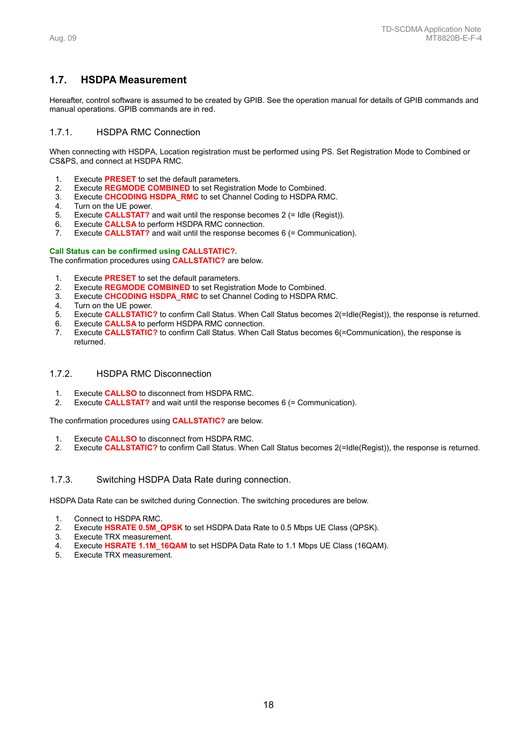## 1.7. HSDPA Measurement

Hereafter, control software is assumed to be created by GPIB. See the operation manual for details of GPIB commands and manual operations. GPIB commands are in red.

### 1.7.1. HSDPA RMC Connection

When connecting with HSDPA, Location registration must be performed using PS. Set Registration Mode to Combined or CS&PS, and connect at HSDPA RMC.

1. Execute **PRESET** to set the default parameters.
2. Execute **REGMODE COMBINED** to set Registration Mode to Combined.
3. Execute **CHCODING HSDPA_RMC** to set Channel Coding to HSDPA RMC.
4. Turn on the UE power.
5. Execute **CALLSTAT?** and wait until the response becomes 2 (= Idle (Regist)).
6. Execute **CALLSA** to perform HSDPA RMC connection.
7. Execute **CALLSTAT?** and wait until the response becomes 6 (= Communication).

**Call Status can be confirmed using CALLSTATIC?.**
The confirmation procedures using **CALLSTATIC?** are below.

1. Execute **PRESET** to set the default parameters.
2. Execute **REGMODE COMBINED** to set Registration Mode to Combined.
3. Execute **CHCODING HSDPA_RMC** to set Channel Coding to HSDPA RMC.
4. Turn on the UE power.
5. Execute **CALLSTATIC?** to confirm Call Status. When Call Status becomes 2(=Idle(Regist)), the response is returned.
6. Execute **CALLSA** to perform HSDPA RMC connection.
7. Execute **CALLSTATIC?** to confirm Call Status. When Call Status becomes 6(=Communication), the response is returned.

### 1.7.2. HSDPA RMC Disconnection

1. Execute **CALLSO** to disconnect from HSDPA RMC.
2. Execute **CALLSTAT?** and wait until the response becomes 6 (= Communication).

The confirmation procedures using **CALLSTATIC?** are below.

1. Execute **CALLSO** to disconnect from HSDPA RMC.
2. Execute **CALLSTATIC?** to confirm Call Status. When Call Status becomes 2(=Idle(Regist)), the response is returned.

### 1.7.3. Switching HSDPA Data Rate during connection.

HSDPA Data Rate can be switched during Connection. The switching procedures are below.

1. Connect to HSDPA RMC.
2. Execute **HSRATE 0.5M_QPSK** to set HSDPA Data Rate to 0.5 Mbps UE Class (QPSK).
3. Execute TRX measurement.
4. Execute **HSRATE 1.1M_16QAM** to set HSDPA Data Rate to 1.1 Mbps UE Class (16QAM).
5. Execute TRX measurement.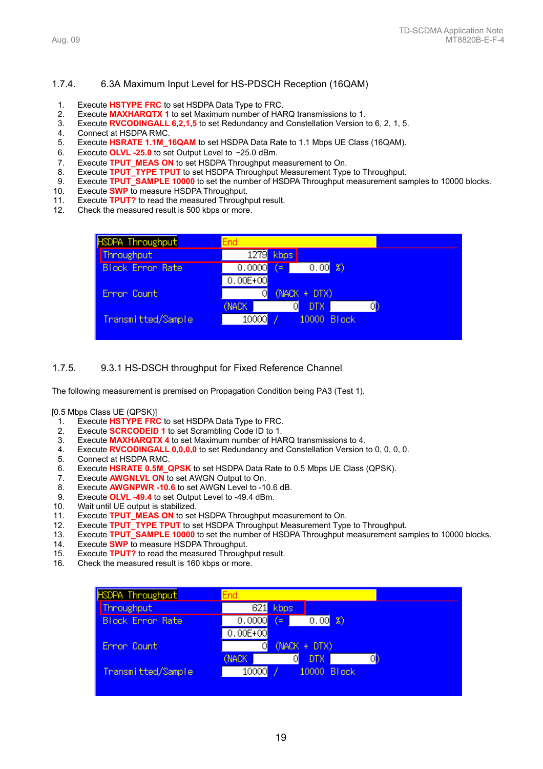### 1.7.4. 6.3A Maximum Input Level for HS-PDSCH Reception (16QAM)

1. Execute **HSTYPE FRC** to set HSDPA Data Type to FRC.
2. Execute **MAXHARQTX 1** to set Maximum number of HARQ transmissions to 1.
3. Execute **RVCODINGALL 6,2,1,5** to set Redundancy and Constellation Version to 6, 2, 1, 5.
4. Connect at HSDPA RMC.
5. Execute **HSRATE 1.1M_16QAM** to set HSDPA Data Rate to 1.1 Mbps UE Class (16QAM).
6. Execute **OLVL -25.0** to set Output Level to −25.0 dBm.
7. Execute **TPUT_MEAS ON** to set HSDPA Throughput measurement to On.
8. Execute **TPUT_TYPE TPUT** to set HSDPA Throughput Measurement Type to Throughput.
9. Execute **TPUT_SAMPLE 10000** to set the number of HSDPA Throughput measurement samples to 10000 blocks.
10. Execute **SWP** to measure HSDPA Throughput.
11. Execute **TPUT?** to read the measured Throughput result.
12. Check the measured result is 500 kbps or more.

| HSDPA Throughput | End | | | |
|---|---|---|---|---|
| Throughput | 1279 | kbps | | |
| Block Error Rate | 0.0000 | (= | 0.00 | %) |
| | 0.00E+00 | | | |
| Error Count | 0 | (NACK + DTX) | | |
| | (NACK | 0 | DTX | 0) |
| Transmitted/Sample | 10000 | / | 10000 | Block |

### 1.7.5. 9.3.1 HS-DSCH throughput for Fixed Reference Channel

The following measurement is premised on Propagation Condition being PA3 (Test 1).

[0.5 Mbps Class UE (QPSK)]

1. Execute **HSTYPE FRC** to set HSDPA Data Type to FRC.
2. Execute **SCRCODEID 1** to set Scrambling Code ID to 1.
3. Execute **MAXHARQTX 4** to set Maximum number of HARQ transmissions to 4.
4. Execute **RVCODINGALL 0,0,0,0** to set Redundancy and Constellation Version to 0, 0, 0, 0.
5. Connect at HSDPA RMC.
6. Execute **HSRATE 0.5M_QPSK** to set HSDPA Data Rate to 0.5 Mbps UE Class (QPSK).
7. Execute **AWGNLVL ON** to set AWGN Output to On.
8. Execute **AWGNPWR -10.6** to set AWGN Level to -10.6 dB.
9. Execute **OLVL -49.4** to set Output Level to -49.4 dBm.
10. Wait until UE output is stabilized.
11. Execute **TPUT_MEAS ON** to set HSDPA Throughput measurement to On.
12. Execute **TPUT_TYPE TPUT** to set HSDPA Throughput Measurement Type to Throughput.
13. Execute **TPUT_SAMPLE 10000** to set the number of HSDPA Throughput measurement samples to 10000 blocks.
14. Execute **SWP** to measure HSDPA Throughput.
15. Execute **TPUT?** to read the measured Throughput result.
16. Check the measured result is 160 kbps or more.

| HSDPA Throughput | End | | | |
|---|---|---|---|---|
| Throughput | 621 | kbps | | |
| Block Error Rate | 0.0000 | (= | 0.00 | %) |
| | 0.00E+00 | | | |
| Error Count | 0 | (NACK + DTX) | | |
| | (NACK | 0 | DTX | 0) |
| Transmitted/Sample | 10000 | / | 10000 | Block |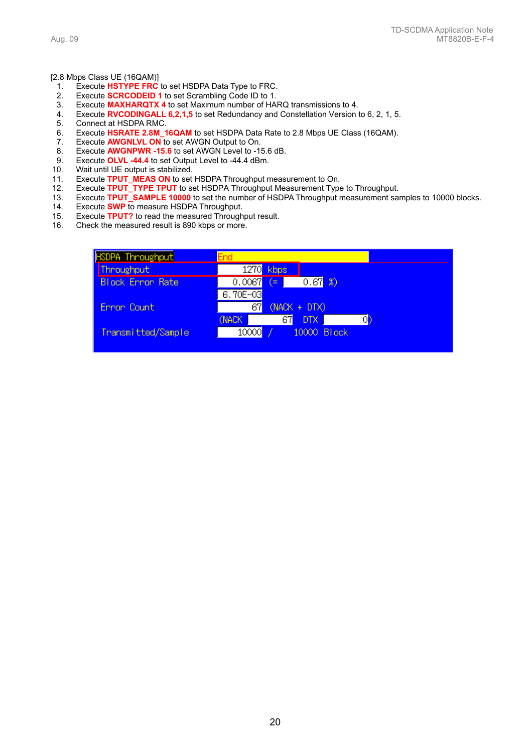[2.8 Mbps Class UE (16QAM)]

1. Execute **HSTYPE FRC** to set HSDPA Data Type to FRC.
2. Execute **SCRCODEID 1** to set Scrambling Code ID to 1.
3. Execute **MAXHARQTX 4** to set Maximum number of HARQ transmissions to 4.
4. Execute **RVCODINGALL 6,2,1,5** to set Redundancy and Constellation Version to 6, 2, 1, 5.
5. Connect at HSDPA RMC.
6. Execute **HSRATE 2.8M_16QAM** to set HSDPA Data Rate to 2.8 Mbps UE Class (16QAM).
7. Execute **AWGNLVL ON** to set AWGN Output to On.
8. Execute **AWGNPWR -15.6** to set AWGN Level to -15.6 dB.
9. Execute **OLVL -44.4** to set Output Level to -44.4 dBm.
10. Wait until UE output is stabilized.
11. Execute **TPUT_MEAS ON** to set HSDPA Throughput measurement to On.
12. Execute **TPUT_TYPE TPUT** to set HSDPA Throughput Measurement Type to Throughput.
13. Execute **TPUT_SAMPLE 10000** to set the number of HSDPA Throughput measurement samples to 10000 blocks.
14. Execute **SWP** to measure HSDPA Throughput.
15. Execute **TPUT?** to read the measured Throughput result.
16. Check the measured result is 890 kbps or more.

| HSDPA Throughput | End |
|---|---|
| Throughput | 1270 kbps |
| Block Error Rate | 0.0067 (= 0.67 %) |
| | 6.70E-03 |
| Error Count | 67 (NACK + DTX) |
| | (NACK 67 DTX 0) |
| Transmitted/Sample | 10000 / 10000 Block |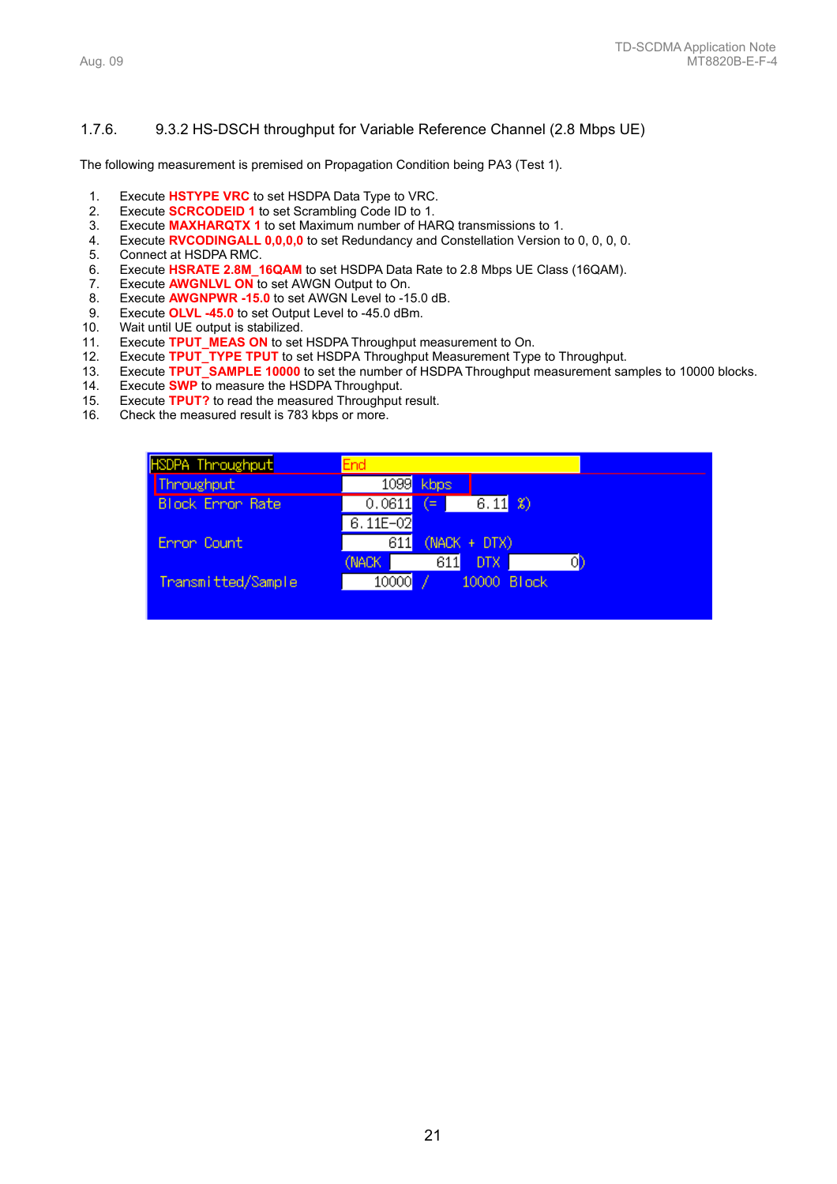### 1.7.6. 9.3.2 HS-DSCH throughput for Variable Reference Channel (2.8 Mbps UE)

The following measurement is premised on Propagation Condition being PA3 (Test 1).

1. Execute **HSTYPE VRC** to set HSDPA Data Type to VRC.
2. Execute **SCRCODEID 1** to set Scrambling Code ID to 1.
3. Execute **MAXHARQTX 1** to set Maximum number of HARQ transmissions to 1.
4. Execute **RVCODINGALL 0,0,0,0** to set Redundancy and Constellation Version to 0, 0, 0, 0.
5. Connect at HSDPA RMC.
6. Execute **HSRATE 2.8M_16QAM** to set HSDPA Data Rate to 2.8 Mbps UE Class (16QAM).
7. Execute **AWGNLVL ON** to set AWGN Output to On.
8. Execute **AWGNPWR -15.0** to set AWGN Level to -15.0 dB.
9. Execute **OLVL -45.0** to set Output Level to -45.0 dBm.
10. Wait until UE output is stabilized.
11. Execute **TPUT_MEAS ON** to set HSDPA Throughput measurement to On.
12. Execute **TPUT_TYPE TPUT** to set HSDPA Throughput Measurement Type to Throughput.
13. Execute **TPUT_SAMPLE 10000** to set the number of HSDPA Throughput measurement samples to 10000 blocks.
14. Execute **SWP** to measure the HSDPA Throughput.
15. Execute **TPUT?** to read the measured Throughput result.
16. Check the measured result is 783 kbps or more.

| HSDPA Throughput | End |
|---|---|
| Throughput | 1099 kbps |
| Block Error Rate | 0.0611 (= 6.11 %) |
| | 6.11E-02 |
| Error Count | 611 (NACK + DTX) |
| | (NACK 611 DTX 0) |
| Transmitted/Sample | 10000 / 10000 Block |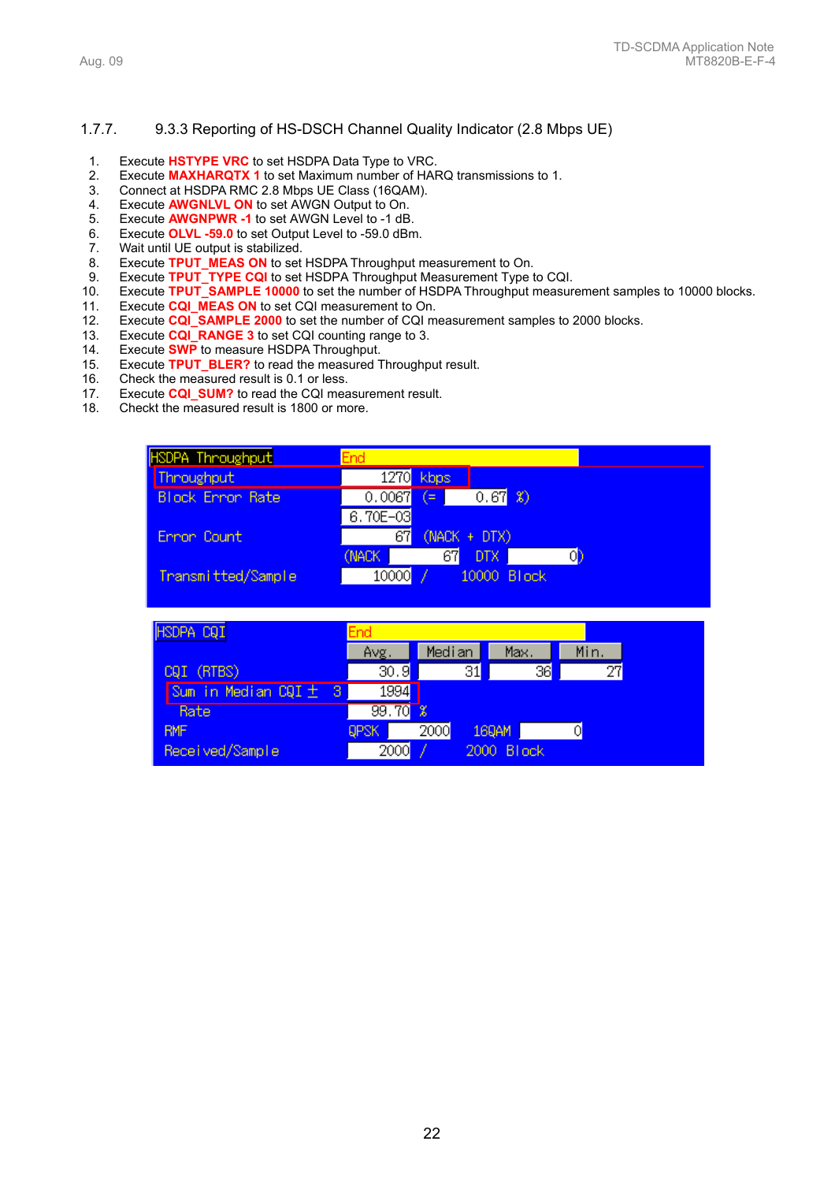### 1.7.7. 9.3.3 Reporting of HS-DSCH Channel Quality Indicator (2.8 Mbps UE)

1. Execute **HSTYPE VRC** to set HSDPA Data Type to VRC.
2. Execute **MAXHARQTX 1** to set Maximum number of HARQ transmissions to 1.
3. Connect at HSDPA RMC 2.8 Mbps UE Class (16QAM).
4. Execute **AWGNLVL ON** to set AWGN Output to On.
5. Execute **AWGNPWR -1** to set AWGN Level to -1 dB.
6. Execute **OLVL -59.0** to set Output Level to -59.0 dBm.
7. Wait until UE output is stabilized.
8. Execute **TPUT_MEAS ON** to set HSDPA Throughput measurement to On.
9. Execute **TPUT_TYPE CQI** to set HSDPA Throughput Measurement Type to CQI.
10. Execute **TPUT_SAMPLE 10000** to set the number of HSDPA Throughput measurement samples to 10000 blocks.
11. Execute **CQI_MEAS ON** to set CQI measurement to On.
12. Execute **CQI_SAMPLE 2000** to set the number of CQI measurement samples to 2000 blocks.
13. Execute **CQI_RANGE 3** to set CQI counting range to 3.
14. Execute **SWP** to measure HSDPA Throughput.
15. Execute **TPUT_BLER?** to read the measured Throughput result.
16. Check the measured result is 0.1 or less.
17. Execute **CQI_SUM?** to read the CQI measurement result.
18. Checkt the measured result is 1800 or more.

| HSDPA Throughput | End | | | |
|---|---|---|---|---|
| Throughput | 1270 | kbps | | |
| Block Error Rate | 0.0067 | (= | 0.67 | %) |
| | 6.70E-03 | | | |
| Error Count | 67 | (NACK + DTX) | | |
| | (NACK 67 | DTX | 0) | |
| Transmitted/Sample | 10000 | / | 10000 | Block |

| HSDPA CQI | End | | | |
|---|---|---|---|---|
| | Avg. | Median | Max. | Min. |
| CQI (RTBS) | 30.9 | 31 | 36 | 27 |
| Sum in Median CQI ± 3 | 1994 | | | |
| Rate | 99.70 % | | | |
| RMF | QPSK | 2000 | 16QAM | 0 |
| Received/Sample | 2000 | / | 2000 | Block |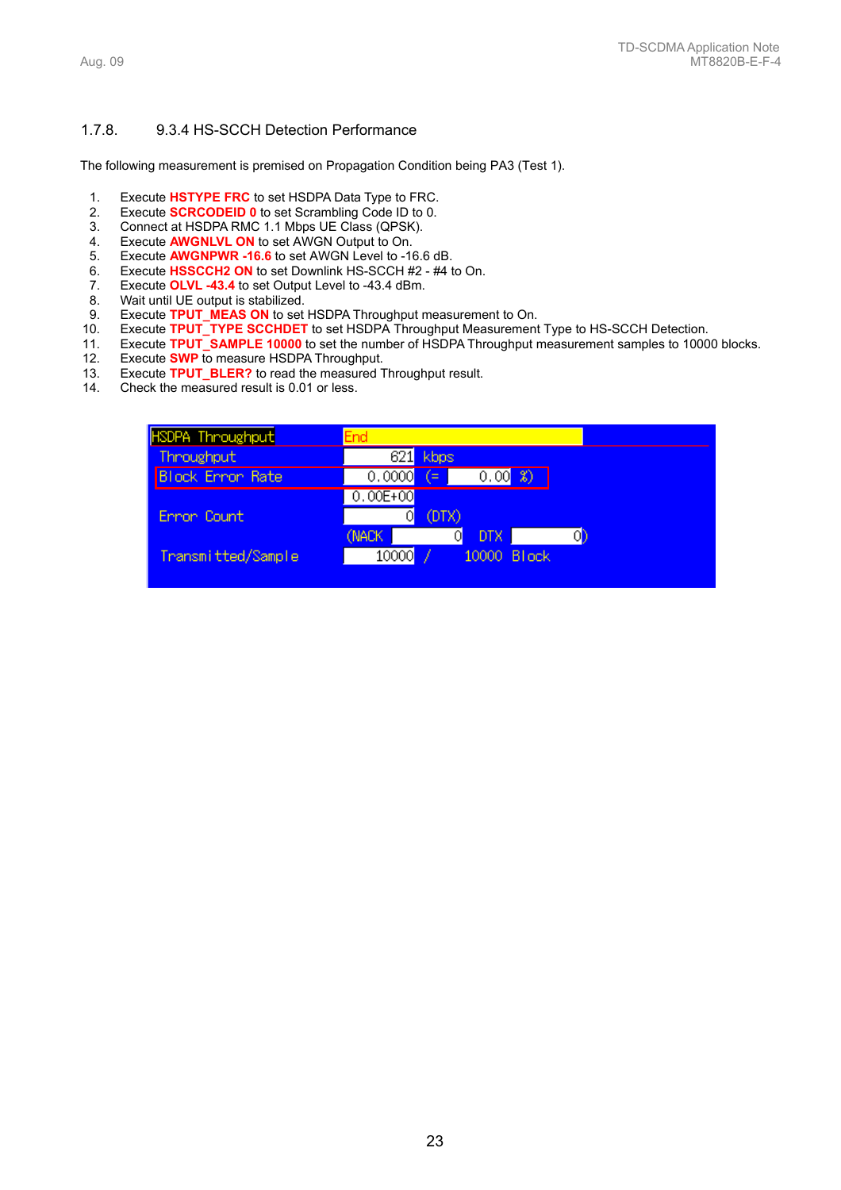### 1.7.8. 9.3.4 HS-SCCH Detection Performance

The following measurement is premised on Propagation Condition being PA3 (Test 1).

1. Execute **HSTYPE FRC** to set HSDPA Data Type to FRC.
2. Execute **SCRCODEID 0** to set Scrambling Code ID to 0.
3. Connect at HSDPA RMC 1.1 Mbps UE Class (QPSK).
4. Execute **AWGNLVL ON** to set AWGN Output to On.
5. Execute **AWGNPWR -16.6** to set AWGN Level to -16.6 dB.
6. Execute **HSSCCH2 ON** to set Downlink HS-SCCH #2 - #4 to On.
7. Execute **OLVL -43.4** to set Output Level to -43.4 dBm.
8. Wait until UE output is stabilized.
9. Execute **TPUT_MEAS ON** to set HSDPA Throughput measurement to On.
10. Execute **TPUT_TYPE SCCHDET** to set HSDPA Throughput Measurement Type to HS-SCCH Detection.
11. Execute **TPUT_SAMPLE 10000** to set the number of HSDPA Throughput measurement samples to 10000 blocks.
12. Execute **SWP** to measure HSDPA Throughput.
13. Execute **TPUT_BLER?** to read the measured Throughput result.
14. Check the measured result is 0.01 or less.

| HSDPA Throughput | End | | | |
|---|---|---|---|---|
| Throughput | 621 | kbps | | |
| Block Error Rate | 0.0000 | (= | 0.00 | %) |
| | 0.00E+00 | | | |
| Error Count | 0 | (DTX) | | |
| | (NACK | 0 | DTX | 0) |
| Transmitted/Sample | 10000 | / | 10000 | Block |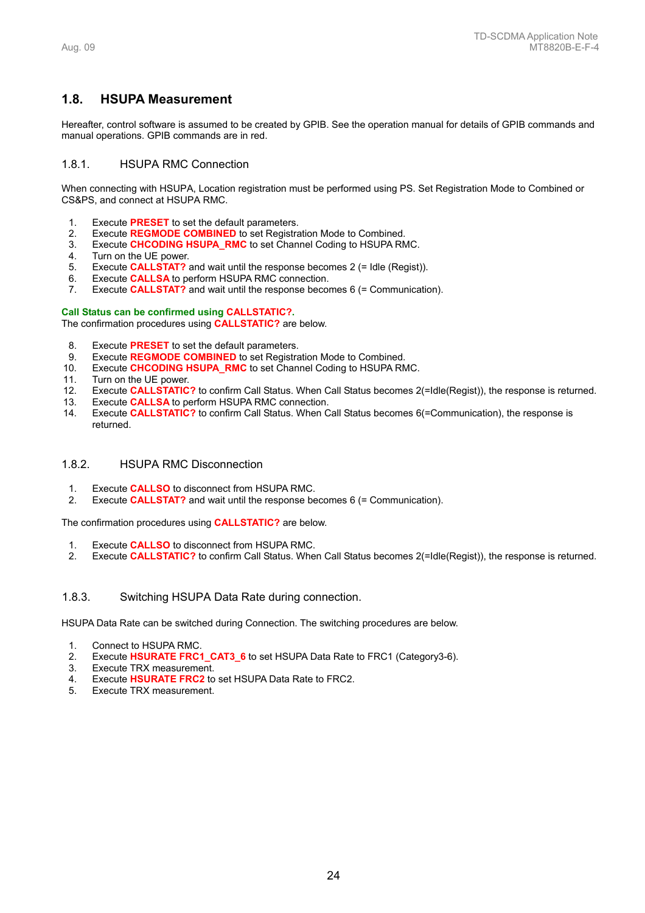## 1.8. HSUPA Measurement

Hereafter, control software is assumed to be created by GPIB. See the operation manual for details of GPIB commands and manual operations. GPIB commands are in red.

### 1.8.1. HSUPA RMC Connection

When connecting with HSUPA, Location registration must be performed using PS. Set Registration Mode to Combined or CS&PS, and connect at HSUPA RMC.

1. Execute **PRESET** to set the default parameters.
2. Execute **REGMODE COMBINED** to set Registration Mode to Combined.
3. Execute **CHCODING HSUPA_RMC** to set Channel Coding to HSUPA RMC.
4. Turn on the UE power.
5. Execute **CALLSTAT?** and wait until the response becomes 2 (= Idle (Regist)).
6. Execute **CALLSA** to perform HSUPA RMC connection.
7. Execute **CALLSTAT?** and wait until the response becomes 6 (= Communication).

**Call Status can be confirmed using CALLSTATIC?.**
The confirmation procedures using **CALLSTATIC?** are below.

8. Execute **PRESET** to set the default parameters.
9. Execute **REGMODE COMBINED** to set Registration Mode to Combined.
10. Execute **CHCODING HSUPA_RMC** to set Channel Coding to HSUPA RMC.
11. Turn on the UE power.
12. Execute **CALLSTATIC?** to confirm Call Status. When Call Status becomes 2(=Idle(Regist)), the response is returned.
13. Execute **CALLSA** to perform HSUPA RMC connection.
14. Execute **CALLSTATIC?** to confirm Call Status. When Call Status becomes 6(=Communication), the response is returned.

### 1.8.2. HSUPA RMC Disconnection

1. Execute **CALLSO** to disconnect from HSUPA RMC.
2. Execute **CALLSTAT?** and wait until the response becomes 6 (= Communication).

The confirmation procedures using **CALLSTATIC?** are below.

1. Execute **CALLSO** to disconnect from HSUPA RMC.
2. Execute **CALLSTATIC?** to confirm Call Status. When Call Status becomes 2(=Idle(Regist)), the response is returned.

### 1.8.3. Switching HSUPA Data Rate during connection.

HSUPA Data Rate can be switched during Connection. The switching procedures are below.

1. Connect to HSUPA RMC.
2. Execute **HSURATE FRC1_CAT3_6** to set HSUPA Data Rate to FRC1 (Category3-6).
3. Execute TRX measurement.
4. Execute **HSURATE FRC2** to set HSUPA Data Rate to FRC2.
5. Execute TRX measurement.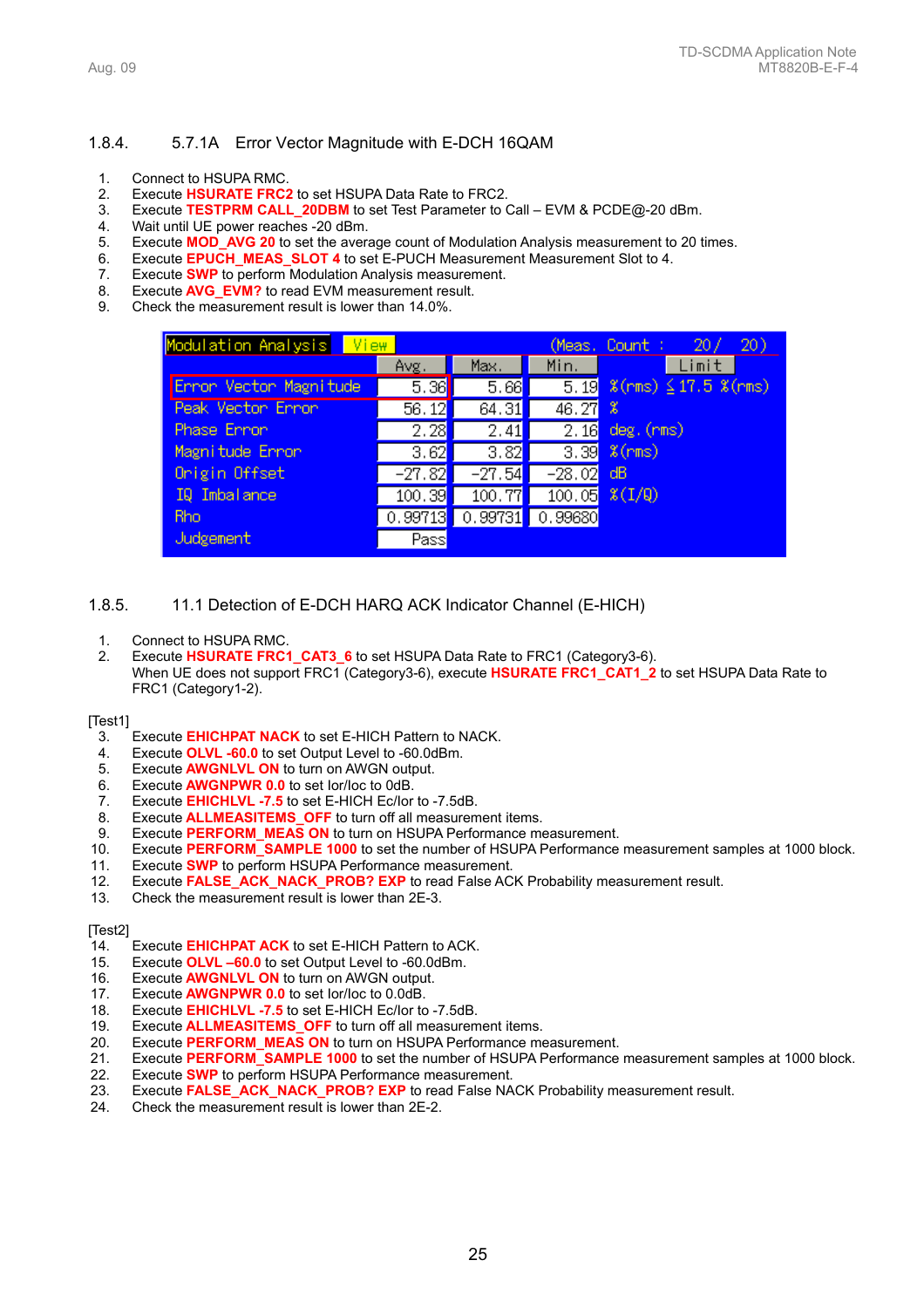### 1.8.4. 5.7.1A Error Vector Magnitude with E-DCH 16QAM

1. Connect to HSUPA RMC.
2. Execute **HSURATE FRC2** to set HSUPA Data Rate to FRC2.
3. Execute **TESTPRM CALL_20DBM** to set Test Parameter to Call – EVM & PCDE@-20 dBm.
4. Wait until UE power reaches -20 dBm.
5. Execute **MOD_AVG 20** to set the average count of Modulation Analysis measurement to 20 times.
6. Execute **EPUCH_MEAS_SLOT 4** to set E-PUCH Measurement Measurement Slot to 4.
7. Execute **SWP** to perform Modulation Analysis measurement.
8. Execute **AVG_EVM?** to read EVM measurement result.
9. Check the measurement result is lower than 14.0%.

| Modulation Analysis View | Avg. | Max. | Min. | (Meas. Count : 20/ 20) Limit |
|---|---|---|---|---|
| Error Vector Magnitude | 5.36 | 5.66 | 5.19 | %(rms) ≦17.5 %(rms) |
| Peak Vector Error | 56.12 | 64.31 | 46.27 | % |
| Phase Error | 2.28 | 2.41 | 2.16 | deg.(rms) |
| Magnitude Error | 3.62 | 3.82 | 3.39 | %(rms) |
| Origin Offset | -27.82 | -27.54 | -28.02 | dB |
| IQ Imbalance | 100.39 | 100.77 | 100.05 | %(I/Q) |
| Rho | 0.99713 | 0.99731 | 0.99680 | |
| Judgement | Pass | | | |

### 1.8.5. 11.1 Detection of E-DCH HARQ ACK Indicator Channel (E-HICH)

1. Connect to HSUPA RMC.
2. Execute **HSURATE FRC1_CAT3_6** to set HSUPA Data Rate to FRC1 (Category3-6).
   When UE does not support FRC1 (Category3-6), execute **HSURATE FRC1_CAT1_2** to set HSUPA Data Rate to FRC1 (Category1-2).

[Test1]

3. Execute **EHICHPAT NACK** to set E-HICH Pattern to NACK.
4. Execute **OLVL -60.0** to set Output Level to -60.0dBm.
5. Execute **AWGNLVL ON** to turn on AWGN output.
6. Execute **AWGNPWR 0.0** to set Ior/Ioc to 0dB.
7. Execute **EHICHLVL -7.5** to set E-HICH Ec/Ior to -7.5dB.
8. Execute **ALLMEASITEMS_OFF** to turn off all measurement items.
9. Execute **PERFORM_MEAS ON** to turn on HSUPA Performance measurement.
10. Execute **PERFORM_SAMPLE 1000** to set the number of HSUPA Performance measurement samples at 1000 block.
11. Execute **SWP** to perform HSUPA Performance measurement.
12. Execute **FALSE_ACK_NACK_PROB? EXP** to read False ACK Probability measurement result.
13. Check the measurement result is lower than 2E-3.

[Test2]

14. Execute **EHICHPAT ACK** to set E-HICH Pattern to ACK.
15. Execute **OLVL –60.0** to set Output Level to -60.0dBm.
16. Execute **AWGNLVL ON** to turn on AWGN output.
17. Execute **AWGNPWR 0.0** to set Ior/Ioc to 0.0dB.
18. Execute **EHICHLVL -7.5** to set E-HICH Ec/Ior to -7.5dB.
19. Execute **ALLMEASITEMS_OFF** to turn off all measurement items.
20. Execute **PERFORM_MEAS ON** to turn on HSUPA Performance measurement.
21. Execute **PERFORM_SAMPLE 1000** to set the number of HSUPA Performance measurement samples at 1000 block.
22. Execute **SWP** to perform HSUPA Performance measurement.
23. Execute **FALSE_ACK_NACK_PROB? EXP** to read False NACK Probability measurement result.
24. Check the measurement result is lower than 2E-2.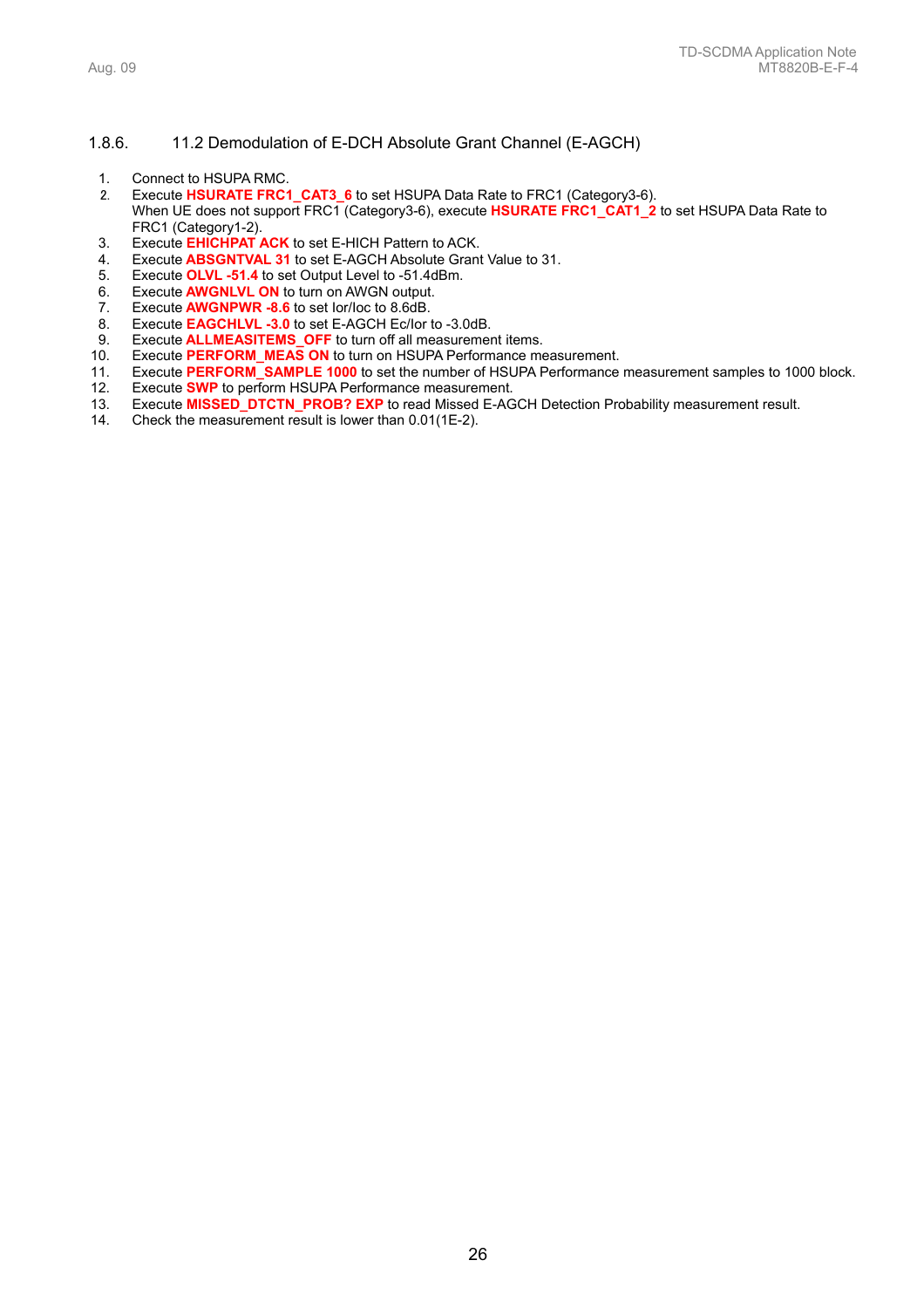### 1.8.6. 11.2 Demodulation of E-DCH Absolute Grant Channel (E-AGCH)

1. Connect to HSUPA RMC.
2. Execute **HSURATE FRC1_CAT3_6** to set HSUPA Data Rate to FRC1 (Category3-6).
   When UE does not support FRC1 (Category3-6), execute **HSURATE FRC1_CAT1_2** to set HSUPA Data Rate to FRC1 (Category1-2).
3. Execute **EHICHPAT ACK** to set E-HICH Pattern to ACK.
4. Execute **ABSGNTVAL 31** to set E-AGCH Absolute Grant Value to 31.
5. Execute **OLVL -51.4** to set Output Level to -51.4dBm.
6. Execute **AWGNLVL ON** to turn on AWGN output.
7. Execute **AWGNPWR -8.6** to set Ior/Ioc to 8.6dB.
8. Execute **EAGCHLVL -3.0** to set E-AGCH Ec/Ior to -3.0dB.
9. Execute **ALLMEASITEMS_OFF** to turn off all measurement items.
10. Execute **PERFORM_MEAS ON** to turn on HSUPA Performance measurement.
11. Execute **PERFORM_SAMPLE 1000** to set the number of HSUPA Performance measurement samples to 1000 block.
12. Execute **SWP** to perform HSUPA Performance measurement.
13. Execute **MISSED_DTCTN_PROB? EXP** to read Missed E-AGCH Detection Probability measurement result.
14. Check the measurement result is lower than 0.01(1E-2).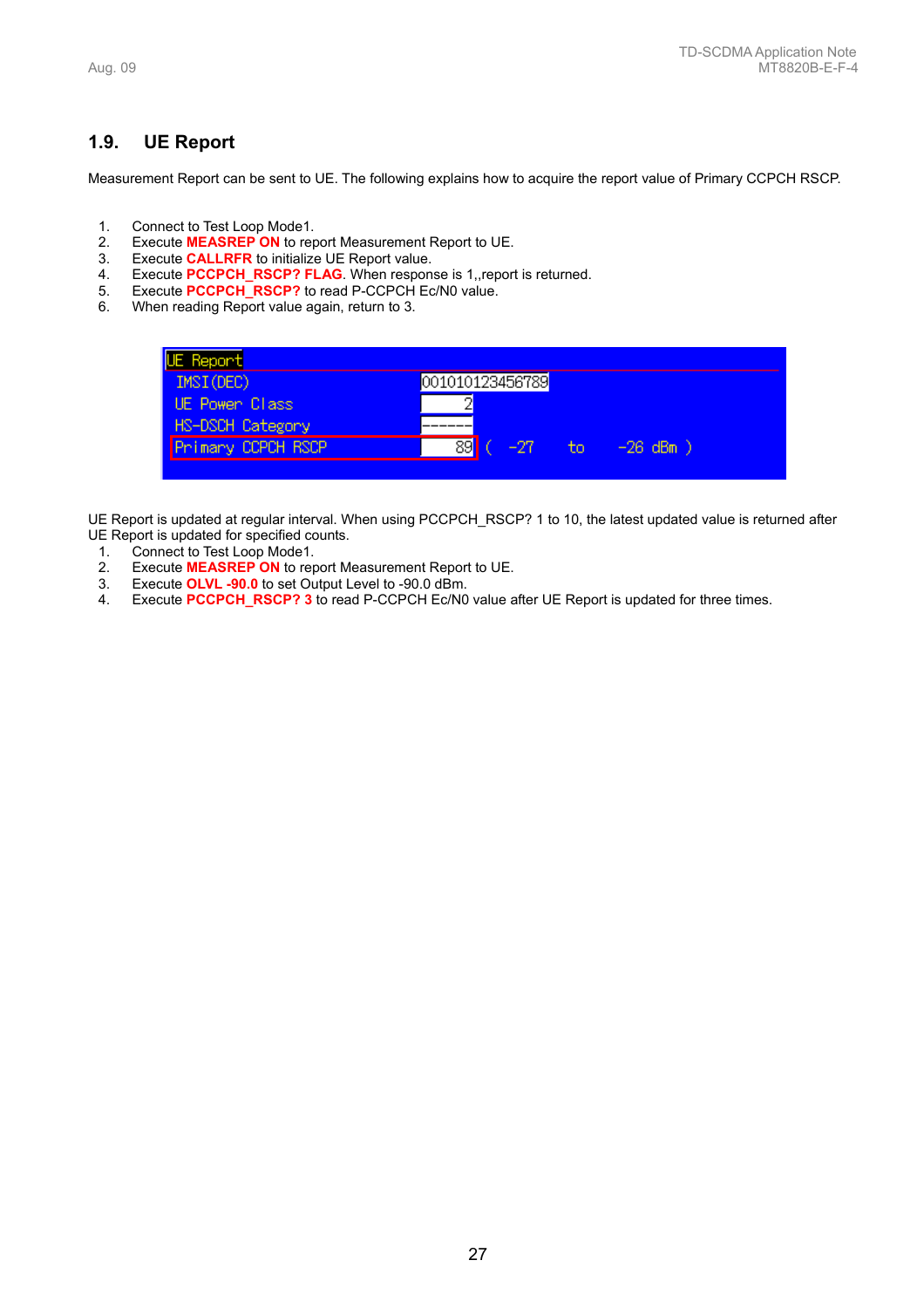## 1.9. UE Report

Measurement Report can be sent to UE. The following explains how to acquire the report value of Primary CCPCH RSCP.

1. Connect to Test Loop Mode1.
2. Execute **MEASREP ON** to report Measurement Report to UE.
3. Execute **CALLRFR** to initialize UE Report value.
4. Execute **PCCPCH_RSCP? FLAG**. When response is 1,,report is returned.
5. Execute **PCCPCH_RSCP?** to read P-CCPCH Ec/N0 value.
6. When reading Report value again, return to 3.

| UE Report | | |
|---|---|---|
| IMSI(DEC) | 001010123456789 | |
| UE Power Class | 2 | |
| HS-DSCH Category | ------ | |
| Primary CCPCH RSCP | 89 | ( -27 to -26 dBm ) |

UE Report is updated at regular interval. When using PCCPCH_RSCP? 1 to 10, the latest updated value is returned after UE Report is updated for specified counts.

1. Connect to Test Loop Mode1.
2. Execute **MEASREP ON** to report Measurement Report to UE.
3. Execute **OLVL -90.0** to set Output Level to -90.0 dBm.
4. Execute **PCCPCH_RSCP? 3** to read P-CCPCH Ec/N0 value after UE Report is updated for three times.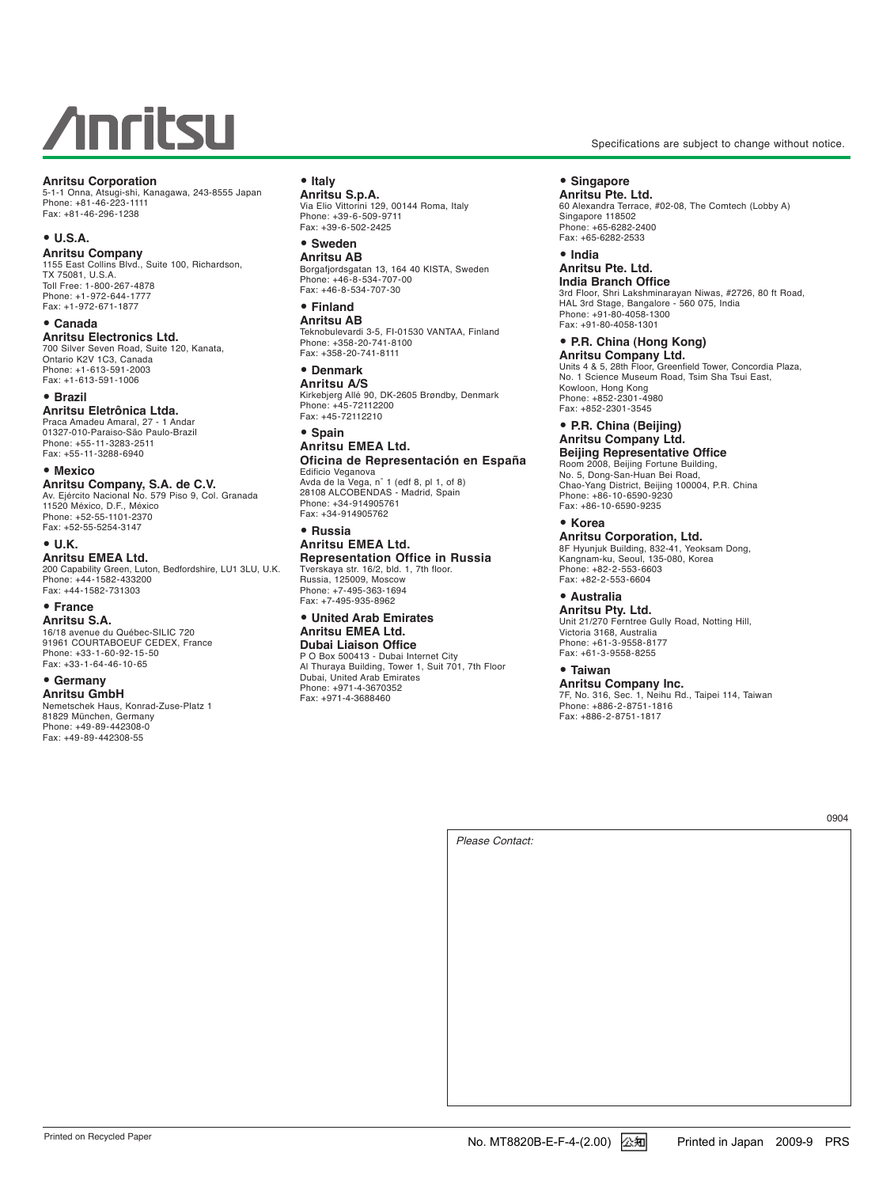Anritsu

Specifications are subject to change without notice.

**Anritsu Corporation**
5-1-1 Onna, Atsugi-shi, Kanagawa, 243-8555 Japan
Phone: +81-46-223-1111
Fax: +81-46-296-1238

• **U.S.A.**
**Anritsu Company**
1155 East Collins Blvd., Suite 100, Richardson, TX 75081, U.S.A.
Toll Free: 1-800-267-4878
Phone: +1-972-644-1777
Fax: +1-972-671-1877

• **Canada**
**Anritsu Electronics Ltd.**
700 Silver Seven Road, Suite 120, Kanata, Ontario K2V 1C3, Canada
Phone: +1-613-591-2003
Fax: +1-613-591-1006

• **Brazil**
**Anritsu Eletrônica Ltda.**
Praca Amadeu Amaral, 27 - 1 Andar
01327-010-Paraiso-São Paulo-Brazil
Phone: +55-11-3283-2511
Fax: +55-11-3288-6940

• **Mexico**
**Anritsu Company, S.A. de C.V.**
Av. Ejército Nacional No. 579 Piso 9, Col. Granada
11520 México, D.F., México
Phone: +52-55-1101-2370
Fax: +52-55-5254-3147

• **U.K.**
**Anritsu EMEA Ltd.**
200 Capability Green, Luton, Bedfordshire, LU1 3LU, U.K.
Phone: +44-1582-433200
Fax: +44-1582-731303

• **France**
**Anritsu S.A.**
16/18 avenue du Québec-SILIC 720
91961 COURTABOEUF CEDEX, France
Phone: +33-1-60-92-15-50
Fax: +33-1-64-46-10-65

• **Germany**
**Anritsu GmbH**
Nemetschek Haus, Konrad-Zuse-Platz 1
81829 München, Germany
Phone: +49-89-442308-0
Fax: +49-89-442308-55

• **Italy**
**Anritsu S.p.A.**
Via Elio Vittorini 129, 00144 Roma, Italy
Phone: +39-6-509-9711
Fax: +39-6-502-2425

• **Sweden**
**Anritsu AB**
Borgafjordsgatan 13, 164 40 KISTA, Sweden
Phone: +46-8-534-707-00
Fax: +46-8-534-707-30

• **Finland**
**Anritsu AB**
Teknobulevardi 3-5, FI-01530 VANTAA, Finland
Phone: +358-20-741-8100
Fax: +358-20-741-8111

• **Denmark**
**Anritsu A/S**
Kirkebjerg Allé 90, DK-2605 Brøndby, Denmark
Phone: +45-72112200
Fax: +45-72112210

• **Spain**
**Anritsu EMEA Ltd.**
**Oficina de Representación en España**
Edificio Veganova
Avda de la Vega, n° 1 (edf 8, pl 1, of 8)
28108 ALCOBENDAS - Madrid, Spain
Phone: +34-914905761
Fax: +34-914905762

• **Russia**
**Anritsu EMEA Ltd.**
**Representation Office in Russia**
Tverskaya str. 16/2, bld. 1, 7th floor.
Russia, 125009, Moscow
Phone: +7-495-363-1694
Fax: +7-495-935-8962

• **United Arab Emirates**
**Anritsu EMEA Ltd.**
**Dubai Liaison Office**
P O Box 500413 - Dubai Internet City
Al Thuraya Building, Tower 1, Suit 701, 7th Floor
Dubai, United Arab Emirates
Phone: +971-4-3670352
Fax: +971-4-3688460

• **Singapore**
**Anritsu Pte. Ltd.**
60 Alexandra Terrace, #02-08, The Comtech (Lobby A)
Singapore 118502
Phone: +65-6282-2400
Fax: +65-6282-2533

• **India**
**Anritsu Pte. Ltd.**
**India Branch Office**
3rd Floor, Shri Lakshminarayan Niwas, #2726, 80 ft Road, HAL 3rd Stage, Bangalore - 560 075, India
Phone: +91-80-4058-1300
Fax: +91-80-4058-1301

• **P.R. China (Hong Kong)**
**Anritsu Company Ltd.**
Units 4 & 5, 28th Floor, Greenfield Tower, Concordia Plaza,
No. 1 Science Museum Road, Tsim Sha Tsui East,
Kowloon, Hong Kong
Phone: +852-2301-4980
Fax: +852-2301-3545

• **P.R. China (Beijing)**
**Anritsu Company Ltd.**
**Beijing Representative Office**
Room 2008, Beijing Fortune Building,
No. 5, Dong-San-Huan Bei Road,
Chao-Yang District, Beijing 100004, P.R. China
Phone: +86-10-6590-9230
Fax: +86-10-6590-9235

• **Korea**
**Anritsu Corporation, Ltd.**
8F Hyunjuk Building, 832-41, Yeoksam Dong,
Kangnam-ku, Seoul, 135-080, Korea
Phone: +82-2-553-6603
Fax: +82-2-553-6604

• **Australia**
**Anritsu Pty. Ltd.**
Unit 21/270 Ferntree Gully Road, Notting Hill,
Victoria 3168, Australia
Phone: +61-3-9558-8177
Fax: +61-3-9558-8255

• **Taiwan**
**Anritsu Company Inc.**
7F, No. 316, Sec. 1, Neihu Rd., Taipei 114, Taiwan
Phone: +886-2-8751-1816
Fax: +886-2-8751-1817

0904

*Please Contact:*

Printed on Recycled Paper

No. MT8820B-E-F-4-(2.00) 公知 Printed in Japan 2009-9 PRS